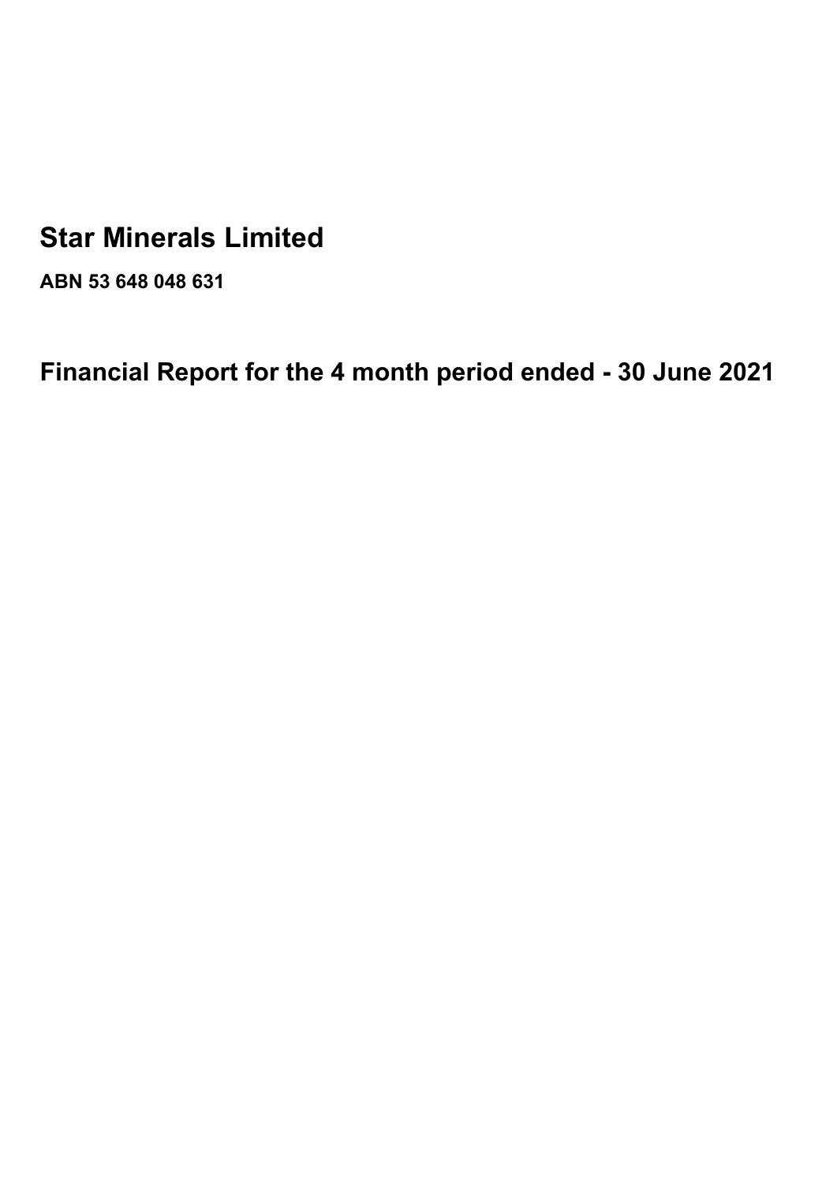# Star Minerals Limited

**ABN 53 648 048 631**

## Financial Report for the 4 month period ended - 30 June 2021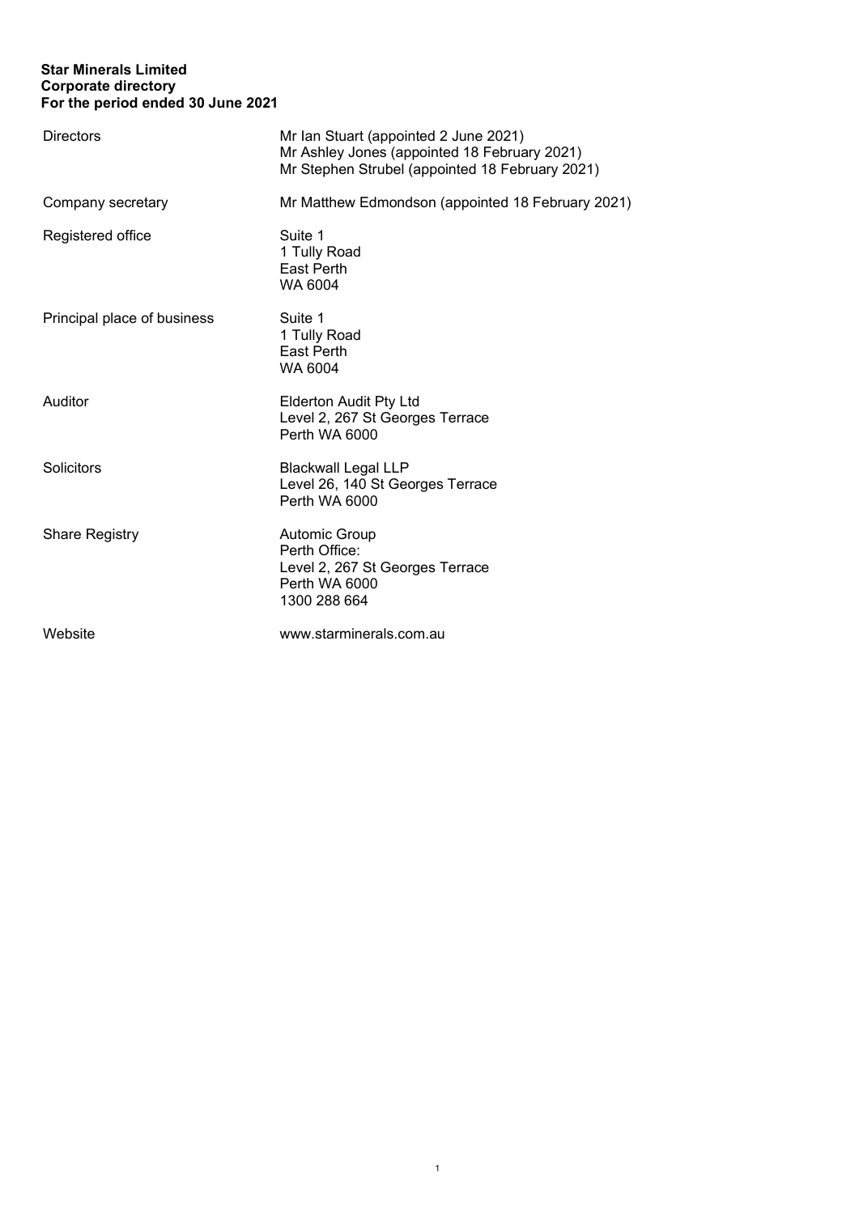**Star Minerals Limited**
**Corporate directory**
**For the period ended 30 June 2021**

| | |
|---|---|
| Directors | Mr Ian Stuart (appointed 2 June 2021)<br>Mr Ashley Jones (appointed 18 February 2021)<br>Mr Stephen Strubel (appointed 18 February 2021) |
| Company secretary | Mr Matthew Edmondson (appointed 18 February 2021) |
| Registered office | Suite 1<br>1 Tully Road<br>East Perth<br>WA 6004 |
| Principal place of business | Suite 1<br>1 Tully Road<br>East Perth<br>WA 6004 |
| Auditor | Elderton Audit Pty Ltd<br>Level 2, 267 St Georges Terrace<br>Perth WA 6000 |
| Solicitors | Blackwall Legal LLP<br>Level 26, 140 St Georges Terrace<br>Perth WA 6000 |
| Share Registry | Automic Group<br>Perth Office:<br>Level 2, 267 St Georges Terrace<br>Perth WA 6000<br>1300 288 664 |
| Website | www.starminerals.com.au |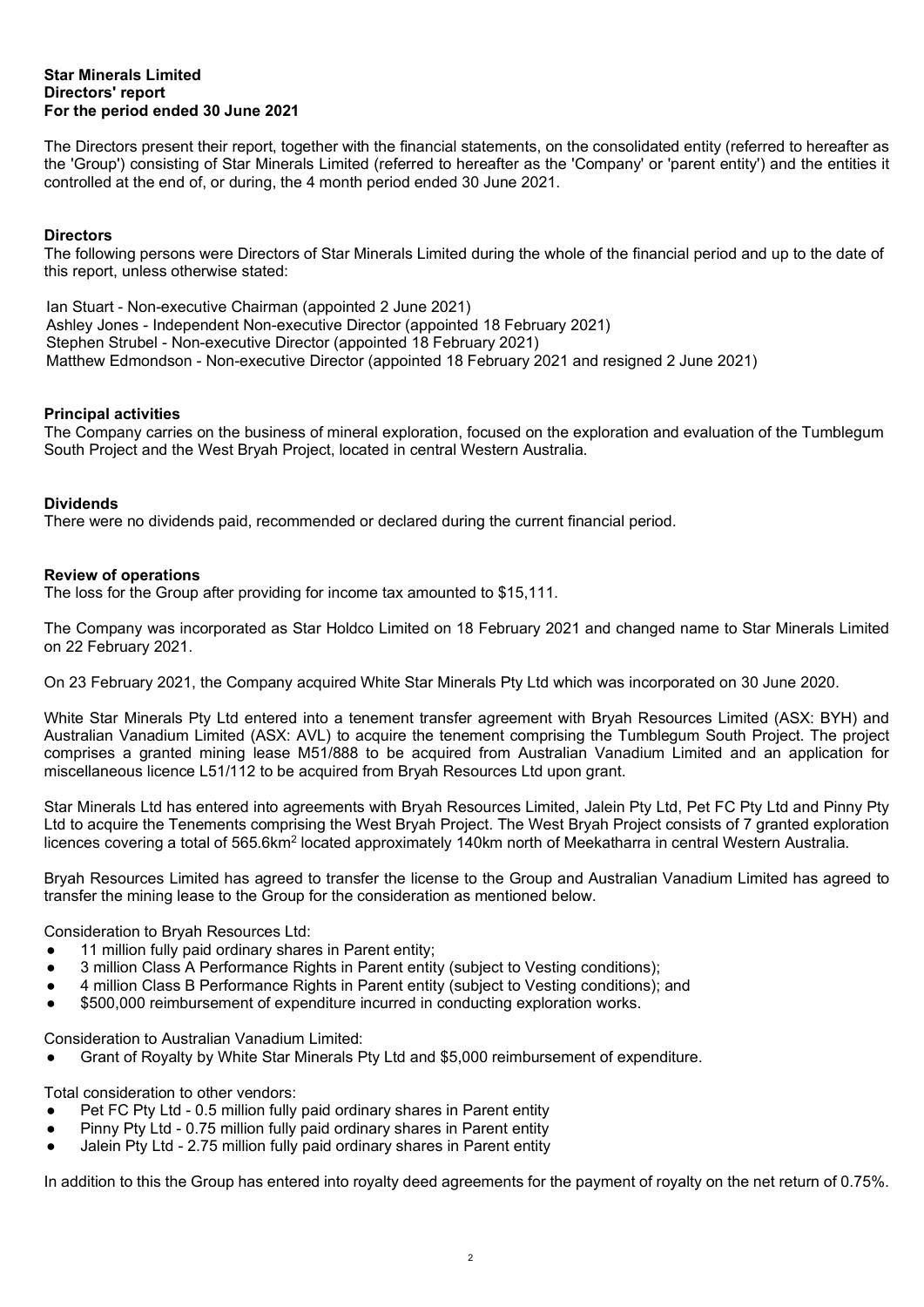**Star Minerals Limited**
**Directors' report**
**For the period ended 30 June 2021**

The Directors present their report, together with the financial statements, on the consolidated entity (referred to hereafter as the 'Group') consisting of Star Minerals Limited (referred to hereafter as the 'Company' or 'parent entity') and the entities it controlled at the end of, or during, the 4 month period ended 30 June 2021.

**Directors**
The following persons were Directors of Star Minerals Limited during the whole of the financial period and up to the date of this report, unless otherwise stated:

Ian Stuart - Non-executive Chairman (appointed 2 June 2021)
Ashley Jones - Independent Non-executive Director (appointed 18 February 2021)
Stephen Strubel - Non-executive Director (appointed 18 February 2021)
Matthew Edmondson - Non-executive Director (appointed 18 February 2021 and resigned 2 June 2021)

**Principal activities**
The Company carries on the business of mineral exploration, focused on the exploration and evaluation of the Tumblegum South Project and the West Bryah Project, located in central Western Australia.

**Dividends**
There were no dividends paid, recommended or declared during the current financial period.

**Review of operations**
The loss for the Group after providing for income tax amounted to $15,111.

The Company was incorporated as Star Holdco Limited on 18 February 2021 and changed name to Star Minerals Limited on 22 February 2021.

On 23 February 2021, the Company acquired White Star Minerals Pty Ltd which was incorporated on 30 June 2020.

White Star Minerals Pty Ltd entered into a tenement transfer agreement with Bryah Resources Limited (ASX: BYH) and Australian Vanadium Limited (ASX: AVL) to acquire the tenement comprising the Tumblegum South Project. The project comprises a granted mining lease M51/888 to be acquired from Australian Vanadium Limited and an application for miscellaneous licence L51/112 to be acquired from Bryah Resources Ltd upon grant.

Star Minerals Ltd has entered into agreements with Bryah Resources Limited, Jalein Pty Ltd, Pet FC Pty Ltd and Pinny Pty Ltd to acquire the Tenements comprising the West Bryah Project. The West Bryah Project consists of 7 granted exploration licences covering a total of 565.6km$^2$ located approximately 140km north of Meekatharra in central Western Australia.

Bryah Resources Limited has agreed to transfer the license to the Group and Australian Vanadium Limited has agreed to transfer the mining lease to the Group for the consideration as mentioned below.

Consideration to Bryah Resources Ltd:
- 11 million fully paid ordinary shares in Parent entity;
- 3 million Class A Performance Rights in Parent entity (subject to Vesting conditions);
- 4 million Class B Performance Rights in Parent entity (subject to Vesting conditions); and
- $500,000 reimbursement of expenditure incurred in conducting exploration works.

Consideration to Australian Vanadium Limited:
- Grant of Royalty by White Star Minerals Pty Ltd and $5,000 reimbursement of expenditure.

Total consideration to other vendors:
- Pet FC Pty Ltd - 0.5 million fully paid ordinary shares in Parent entity
- Pinny Pty Ltd - 0.75 million fully paid ordinary shares in Parent entity
- Jalein Pty Ltd - 2.75 million fully paid ordinary shares in Parent entity

In addition to this the Group has entered into royalty deed agreements for the payment of royalty on the net return of 0.75%.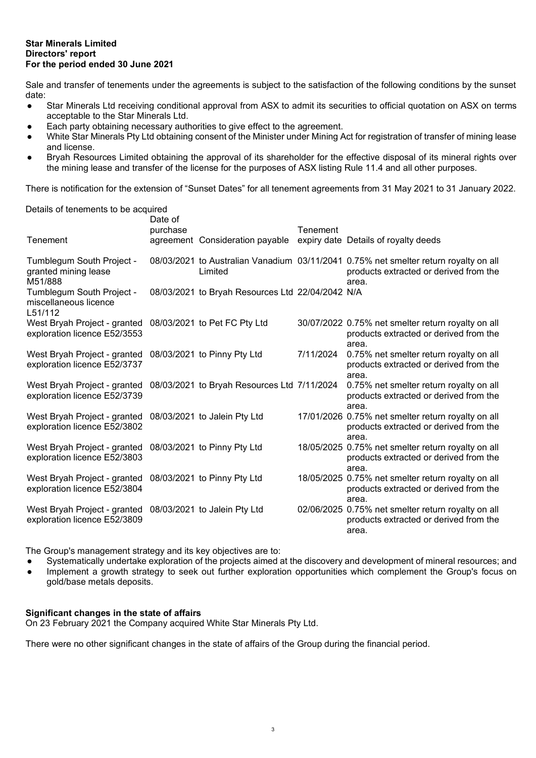**Star Minerals Limited**
**Directors' report**
**For the period ended 30 June 2021**

Sale and transfer of tenements under the agreements is subject to the satisfaction of the following conditions by the sunset date:

- Star Minerals Ltd receiving conditional approval from ASX to admit its securities to official quotation on ASX on terms acceptable to the Star Minerals Ltd.
- Each party obtaining necessary authorities to give effect to the agreement.
- White Star Minerals Pty Ltd obtaining consent of the Minister under Mining Act for registration of transfer of mining lease and license.
- Bryah Resources Limited obtaining the approval of its shareholder for the effective disposal of its mineral rights over the mining lease and transfer of the license for the purposes of ASX listing Rule 11.4 and all other purposes.

There is notification for the extension of "Sunset Dates" for all tenement agreements from 31 May 2021 to 31 January 2022.

Details of tenements to be acquired

| Tenement | Date of purchase agreement | Consideration payable | Tenement expiry date | Details of royalty deeds |
|---|---|---|---|---|
| Tumblegum South Project - granted mining lease M51/888 | 08/03/2021 | to Australian Vanadium Limited | 03/11/2041 | 0.75% net smelter return royalty on all products extracted or derived from the area. |
| Tumblegum South Project - miscellaneous licence L51/112 | 08/03/2021 | to Bryah Resources Ltd | 22/04/2042 | N/A |
| West Bryah Project - granted exploration licence E52/3553 | 08/03/2021 | to Pet FC Pty Ltd | 30/07/2022 | 0.75% net smelter return royalty on all products extracted or derived from the area. |
| West Bryah Project - granted exploration licence E52/3737 | 08/03/2021 | to Pinny Pty Ltd | 7/11/2024 | 0.75% net smelter return royalty on all products extracted or derived from the area. |
| West Bryah Project - granted exploration licence E52/3739 | 08/03/2021 | to Bryah Resources Ltd | 7/11/2024 | 0.75% net smelter return royalty on all products extracted or derived from the area. |
| West Bryah Project - granted exploration licence E52/3802 | 08/03/2021 | to Jalein Pty Ltd | 17/01/2026 | 0.75% net smelter return royalty on all products extracted or derived from the area. |
| West Bryah Project - granted exploration licence E52/3803 | 08/03/2021 | to Pinny Pty Ltd | 18/05/2025 | 0.75% net smelter return royalty on all products extracted or derived from the area. |
| West Bryah Project - granted exploration licence E52/3804 | 08/03/2021 | to Pinny Pty Ltd | 18/05/2025 | 0.75% net smelter return royalty on all products extracted or derived from the area. |
| West Bryah Project - granted exploration licence E52/3809 | 08/03/2021 | to Jalein Pty Ltd | 02/06/2025 | 0.75% net smelter return royalty on all products extracted or derived from the area. |

The Group's management strategy and its key objectives are to:

- Systematically undertake exploration of the projects aimed at the discovery and development of mineral resources; and
- Implement a growth strategy to seek out further exploration opportunities which complement the Group's focus on gold/base metals deposits.

**Significant changes in the state of affairs**

On 23 February 2021 the Company acquired White Star Minerals Pty Ltd.

There were no other significant changes in the state of affairs of the Group during the financial period.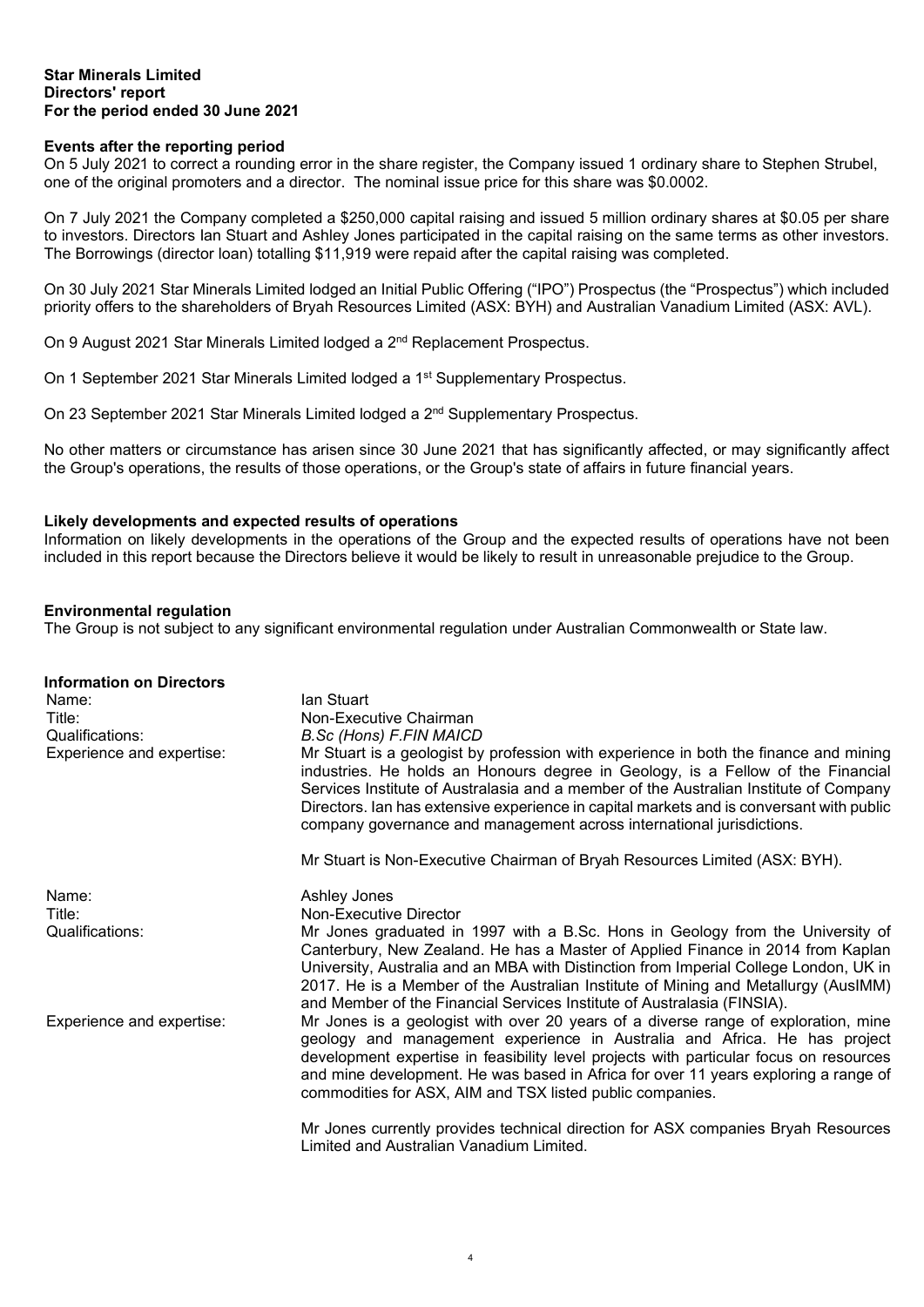**Star Minerals Limited**
**Directors' report**
**For the period ended 30 June 2021**

## Events after the reporting period

On 5 July 2021 to correct a rounding error in the share register, the Company issued 1 ordinary share to Stephen Strubel, one of the original promoters and a director. The nominal issue price for this share was $0.0002.

On 7 July 2021 the Company completed a $250,000 capital raising and issued 5 million ordinary shares at $0.05 per share to investors. Directors Ian Stuart and Ashley Jones participated in the capital raising on the same terms as other investors. The Borrowings (director loan) totalling $11,919 were repaid after the capital raising was completed.

On 30 July 2021 Star Minerals Limited lodged an Initial Public Offering ("IPO") Prospectus (the "Prospectus") which included priority offers to the shareholders of Bryah Resources Limited (ASX: BYH) and Australian Vanadium Limited (ASX: AVL).

On 9 August 2021 Star Minerals Limited lodged a 2nd Replacement Prospectus.

On 1 September 2021 Star Minerals Limited lodged a 1st Supplementary Prospectus.

On 23 September 2021 Star Minerals Limited lodged a 2nd Supplementary Prospectus.

No other matters or circumstance has arisen since 30 June 2021 that has significantly affected, or may significantly affect the Group's operations, the results of those operations, or the Group's state of affairs in future financial years.

## Likely developments and expected results of operations

Information on likely developments in the operations of the Group and the expected results of operations have not been included in this report because the Directors believe it would be likely to result in unreasonable prejudice to the Group.

## Environmental regulation

The Group is not subject to any significant environmental regulation under Australian Commonwealth or State law.

## Information on Directors

| | |
|---|---|
| Name: | Ian Stuart |
| Title: | Non-Executive Chairman |
| Qualifications: | *B.Sc (Hons) F.FIN MAICD* |
| Experience and expertise: | Mr Stuart is a geologist by profession with experience in both the finance and mining industries. He holds an Honours degree in Geology, is a Fellow of the Financial Services Institute of Australasia and a member of the Australian Institute of Company Directors. Ian has extensive experience in capital markets and is conversant with public company governance and management across international jurisdictions.<br><br>Mr Stuart is Non-Executive Chairman of Bryah Resources Limited (ASX: BYH). |

| | |
|---|---|
| Name: | Ashley Jones |
| Title: | Non-Executive Director |
| Qualifications: | Mr Jones graduated in 1997 with a B.Sc. Hons in Geology from the University of Canterbury, New Zealand. He has a Master of Applied Finance in 2014 from Kaplan University, Australia and an MBA with Distinction from Imperial College London, UK in 2017. He is a Member of the Australian Institute of Mining and Metallurgy (AusIMM) and Member of the Financial Services Institute of Australasia (FINSIA). |
| Experience and expertise: | Mr Jones is a geologist with over 20 years of a diverse range of exploration, mine geology and management experience in Australia and Africa. He has project development expertise in feasibility level projects with particular focus on resources and mine development. He was based in Africa for over 11 years exploring a range of commodities for ASX, AIM and TSX listed public companies.<br><br>Mr Jones currently provides technical direction for ASX companies Bryah Resources Limited and Australian Vanadium Limited. |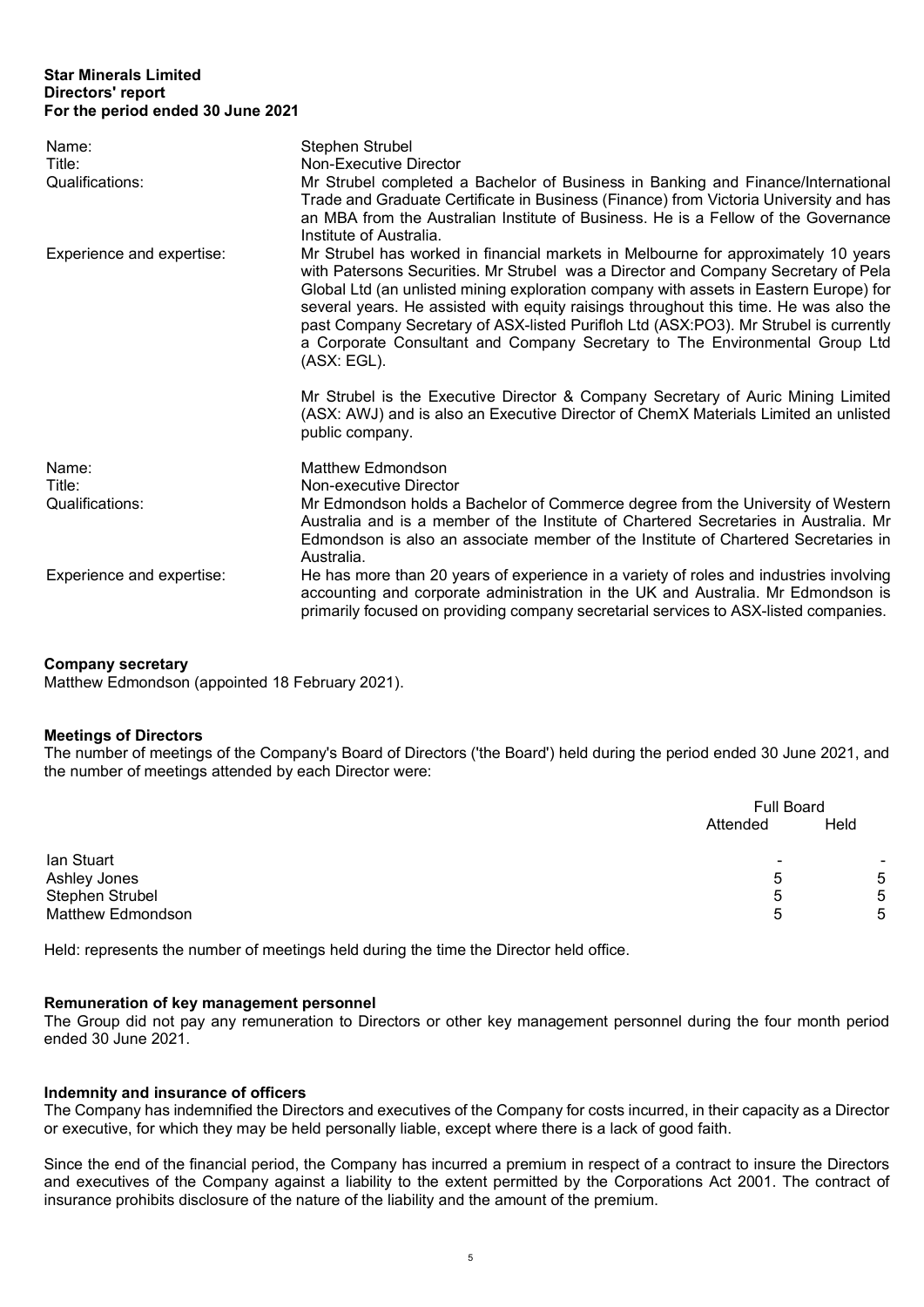**Star Minerals Limited**
**Directors' report**
**For the period ended 30 June 2021**

| | |
|---|---|
| Name: | Stephen Strubel |
| Title: | Non-Executive Director |
| Qualifications: | Mr Strubel completed a Bachelor of Business in Banking and Finance/International Trade and Graduate Certificate in Business (Finance) from Victoria University and has an MBA from the Australian Institute of Business. He is a Fellow of the Governance Institute of Australia. |
| Experience and expertise: | Mr Strubel has worked in financial markets in Melbourne for approximately 10 years with Patersons Securities. Mr Strubel was a Director and Company Secretary of Pela Global Ltd (an unlisted mining exploration company with assets in Eastern Europe) for several years. He assisted with equity raisings throughout this time. He was also the past Company Secretary of ASX-listed Purifloh Ltd (ASX:PO3). Mr Strubel is currently a Corporate Consultant and Company Secretary to The Environmental Group Ltd (ASX: EGL).<br><br>Mr Strubel is the Executive Director & Company Secretary of Auric Mining Limited (ASX: AWJ) and is also an Executive Director of ChemX Materials Limited an unlisted public company. |
| Name: | Matthew Edmondson |
| Title: | Non-executive Director |
| Qualifications: | Mr Edmondson holds a Bachelor of Commerce degree from the University of Western Australia and is a member of the Institute of Chartered Secretaries in Australia. Mr Edmondson is also an associate member of the Institute of Chartered Secretaries in Australia. |
| Experience and expertise: | He has more than 20 years of experience in a variety of roles and industries involving accounting and corporate administration in the UK and Australia. Mr Edmondson is primarily focused on providing company secretarial services to ASX-listed companies. |

**Company secretary**
Matthew Edmondson (appointed 18 February 2021).

**Meetings of Directors**
The number of meetings of the Company's Board of Directors ('the Board') held during the period ended 30 June 2021, and the number of meetings attended by each Director were:

| | Full Board | |
|---|---|---|
| | Attended | Held |
| Ian Stuart | - | - |
| Ashley Jones | 5 | 5 |
| Stephen Strubel | 5 | 5 |
| Matthew Edmondson | 5 | 5 |

Held: represents the number of meetings held during the time the Director held office.

**Remuneration of key management personnel**
The Group did not pay any remuneration to Directors or other key management personnel during the four month period ended 30 June 2021.

**Indemnity and insurance of officers**
The Company has indemnified the Directors and executives of the Company for costs incurred, in their capacity as a Director or executive, for which they may be held personally liable, except where there is a lack of good faith.

Since the end of the financial period, the Company has incurred a premium in respect of a contract to insure the Directors and executives of the Company against a liability to the extent permitted by the Corporations Act 2001. The contract of insurance prohibits disclosure of the nature of the liability and the amount of the premium.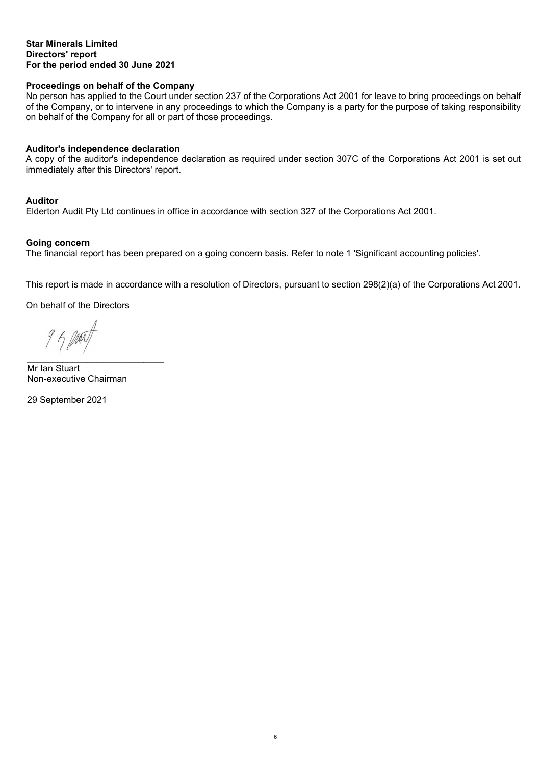**Star Minerals Limited**
**Directors' report**
**For the period ended 30 June 2021**

**Proceedings on behalf of the Company**

No person has applied to the Court under section 237 of the Corporations Act 2001 for leave to bring proceedings on behalf of the Company, or to intervene in any proceedings to which the Company is a party for the purpose of taking responsibility on behalf of the Company for all or part of those proceedings.

**Auditor's independence declaration**

A copy of the auditor's independence declaration as required under section 307C of the Corporations Act 2001 is set out immediately after this Directors' report.

**Auditor**

Elderton Audit Pty Ltd continues in office in accordance with section 327 of the Corporations Act 2001.

**Going concern**

The financial report has been prepared on a going concern basis. Refer to note 1 'Significant accounting policies'.

This report is made in accordance with a resolution of Directors, pursuant to section 298(2)(a) of the Corporations Act 2001.

On behalf of the Directors

___________________________

Mr Ian Stuart
Non-executive Chairman

29 September 2021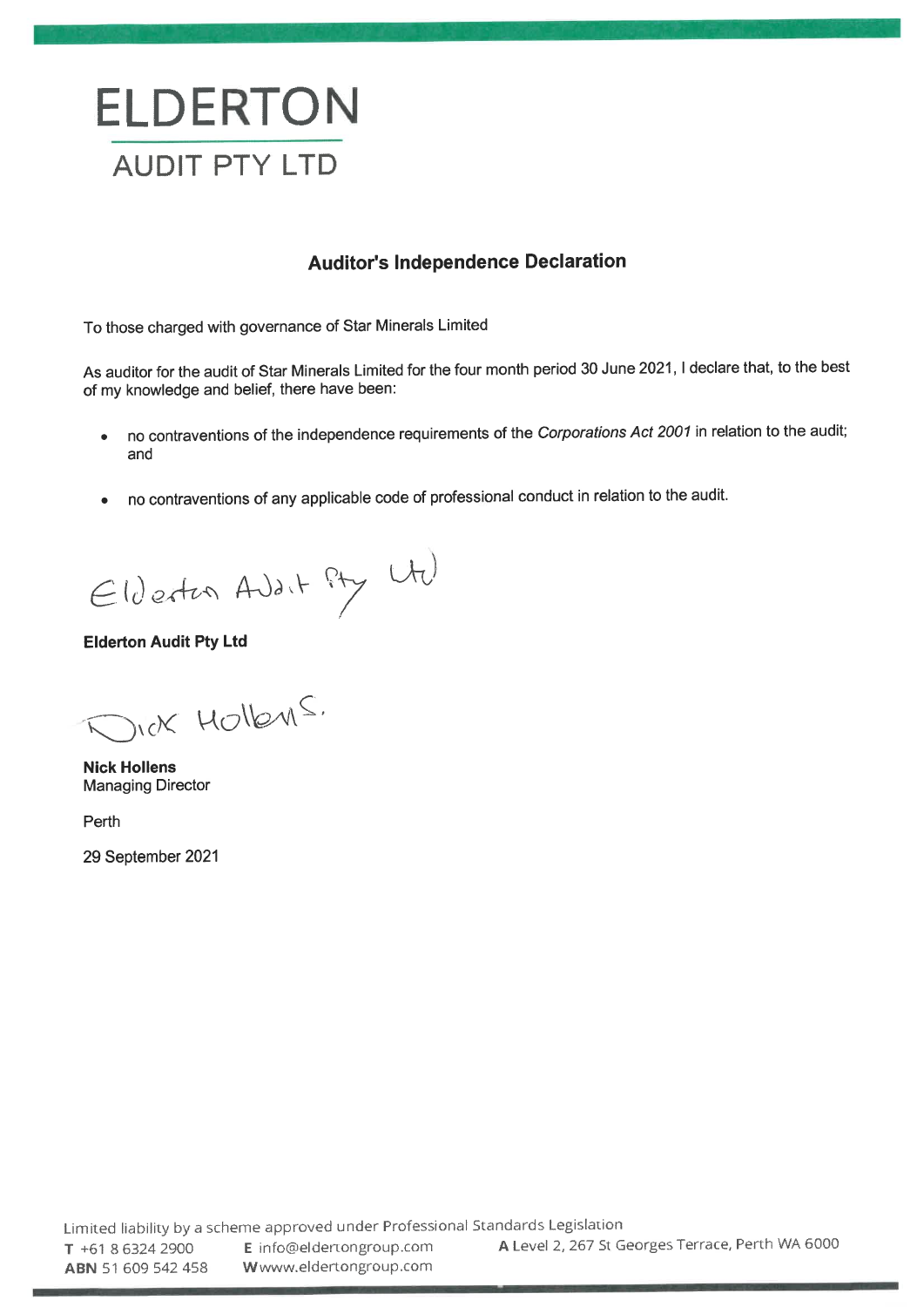# ELDERTON

## AUDIT PTY LTD

### Auditor's Independence Declaration

To those charged with governance of Star Minerals Limited

As auditor for the audit of Star Minerals Limited for the four month period 30 June 2021, I declare that, to the best of my knowledge and belief, there have been:

- no contraventions of the independence requirements of the *Corporations Act 2001* in relation to the audit; and
- no contraventions of any applicable code of professional conduct in relation to the audit.

Elderton Audit Pty Ltd

**Elderton Audit Pty Ltd**

Nick Hollens.

**Nick Hollens**
Managing Director

Perth

29 September 2021

Limited liability by a scheme approved under Professional Standards Legislation

**T** +61 8 6324 2900 **E** info@eldertongroup.com **A** Level 2, 267 St Georges Terrace, Perth WA 6000

**ABN** 51 609 542 458 **W** www.eldertongroup.com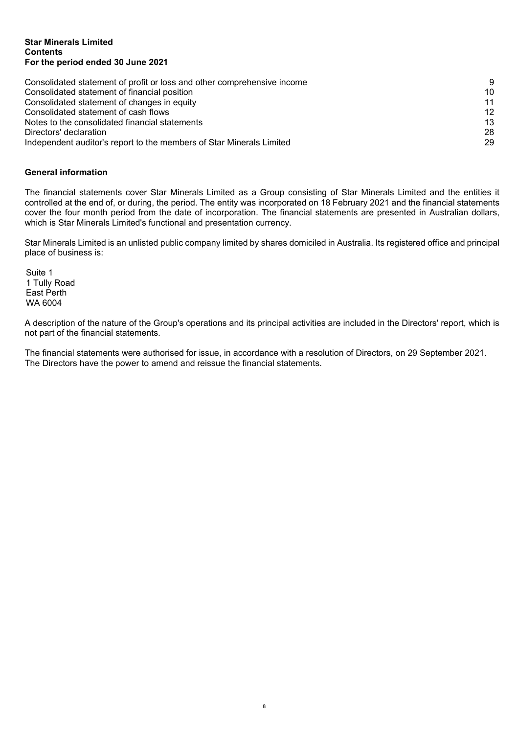**Star Minerals Limited**
**Contents**
**For the period ended 30 June 2021**

| | |
|---|---|
| Consolidated statement of profit or loss and other comprehensive income | 9 |
| Consolidated statement of financial position | 10 |
| Consolidated statement of changes in equity | 11 |
| Consolidated statement of cash flows | 12 |
| Notes to the consolidated financial statements | 13 |
| Directors' declaration | 28 |
| Independent auditor's report to the members of Star Minerals Limited | 29 |

**General information**

The financial statements cover Star Minerals Limited as a Group consisting of Star Minerals Limited and the entities it controlled at the end of, or during, the period. The entity was incorporated on 18 February 2021 and the financial statements cover the four month period from the date of incorporation. The financial statements are presented in Australian dollars, which is Star Minerals Limited's functional and presentation currency.

Star Minerals Limited is an unlisted public company limited by shares domiciled in Australia. Its registered office and principal place of business is:

Suite 1
1 Tully Road
East Perth
WA 6004

A description of the nature of the Group's operations and its principal activities are included in the Directors' report, which is not part of the financial statements.

The financial statements were authorised for issue, in accordance with a resolution of Directors, on 29 September 2021. The Directors have the power to amend and reissue the financial statements.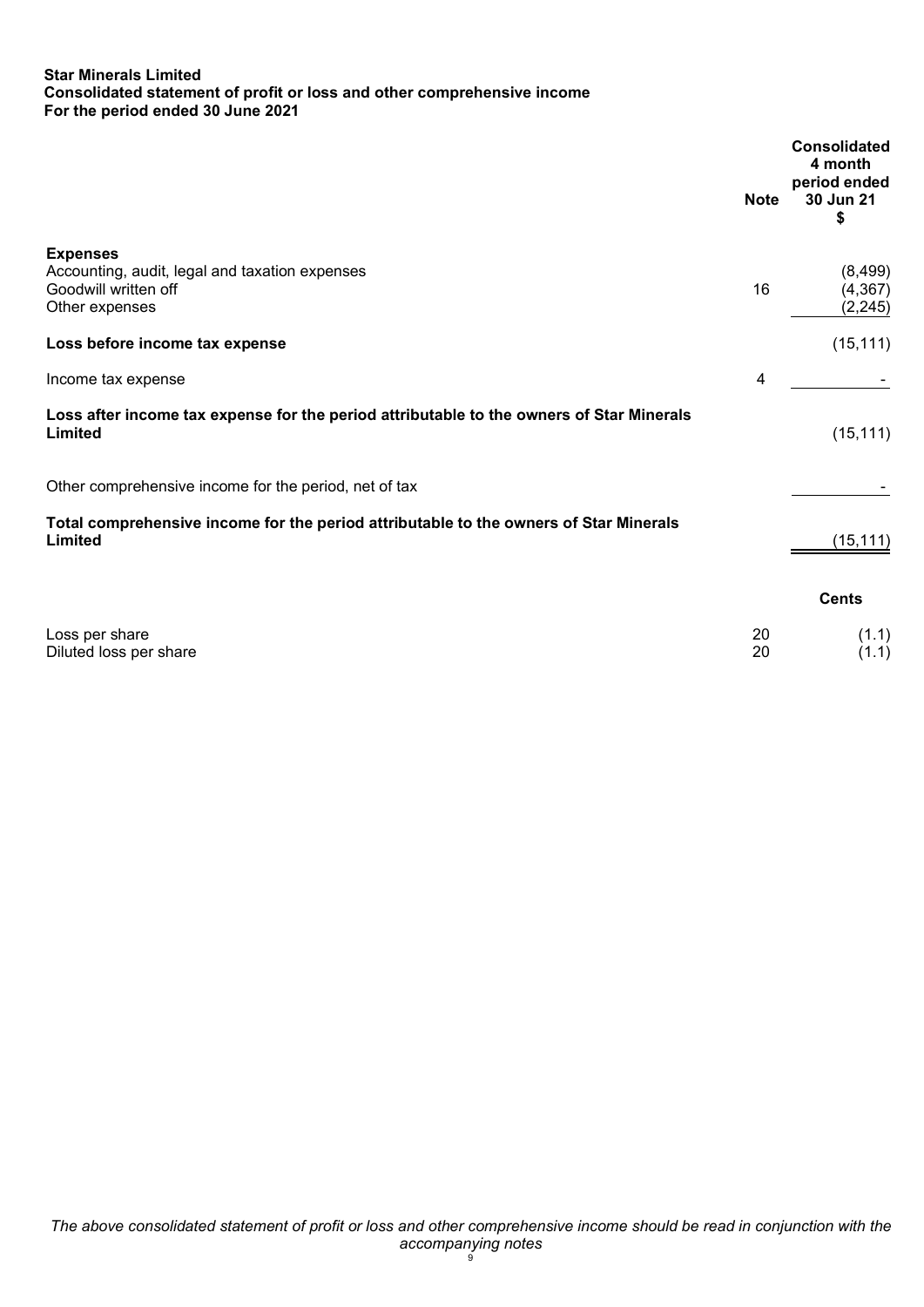**Star Minerals Limited**
**Consolidated statement of profit or loss and other comprehensive income**
**For the period ended 30 June 2021**

| | Note | Consolidated 4 month period ended 30 Jun 21 $ |
|---|---|---|
| **Expenses** | | |
| Accounting, audit, legal and taxation expenses | | (8,499) |
| Goodwill written off | 16 | (4,367) |
| Other expenses | | (2,245) |
| **Loss before income tax expense** | | (15,111) |
| Income tax expense | 4 | - |
| **Loss after income tax expense for the period attributable to the owners of Star Minerals Limited** | | (15,111) |
| Other comprehensive income for the period, net of tax | | - |
| **Total comprehensive income for the period attributable to the owners of Star Minerals Limited** | | (15,111) |
| | | **Cents** |
| Loss per share | 20 | (1.1) |
| Diluted loss per share | 20 | (1.1) |

*The above consolidated statement of profit or loss and other comprehensive income should be read in conjunction with the accompanying notes*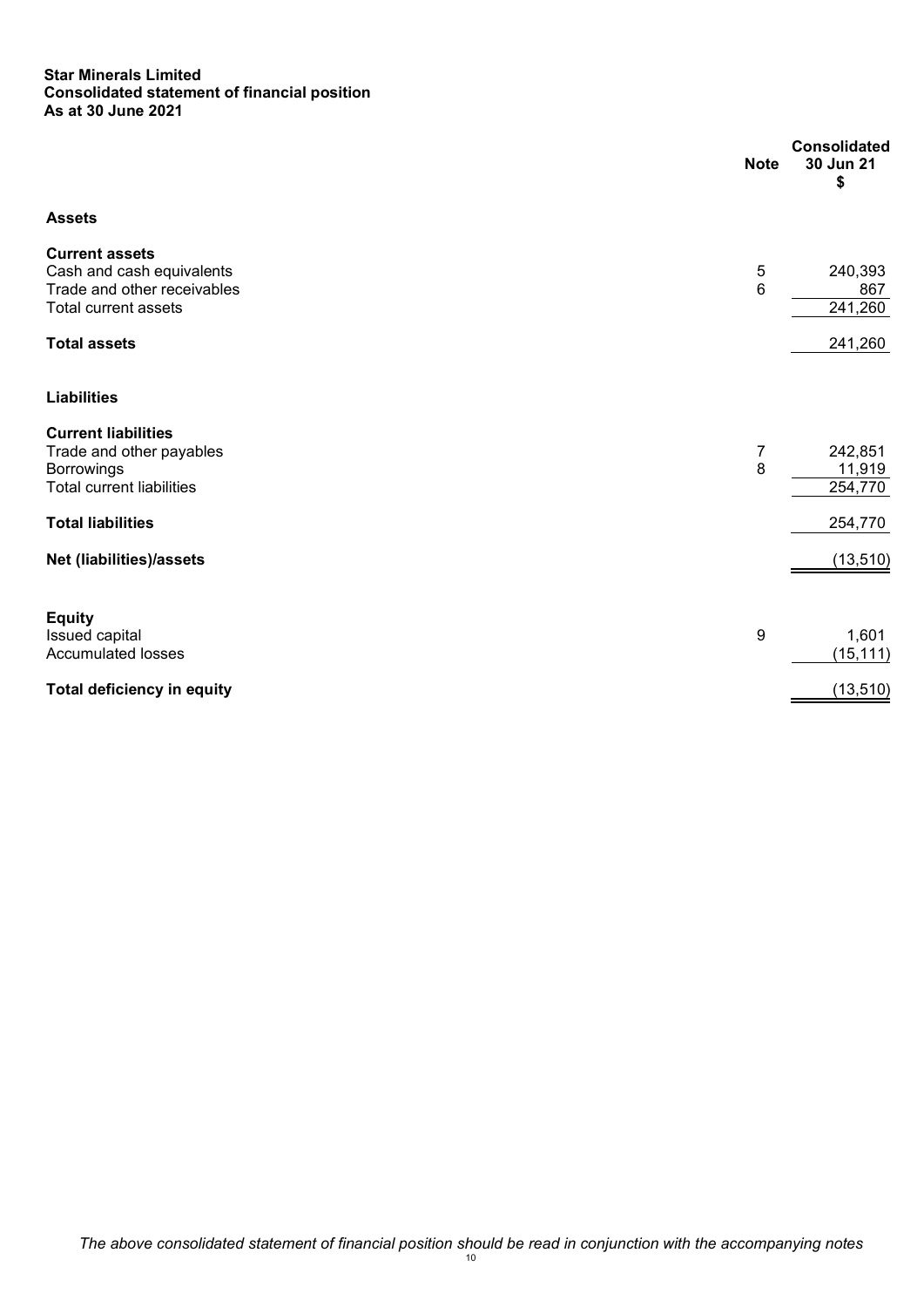**Star Minerals Limited**
**Consolidated statement of financial position**
**As at 30 June 2021**

| | Note | Consolidated 30 Jun 21 $ |
|---|---|---|
| **Assets** | | |
| **Current assets** | | |
| Cash and cash equivalents | 5 | 240,393 |
| Trade and other receivables | 6 | 867 |
| Total current assets | | 241,260 |
| **Total assets** | | 241,260 |
| **Liabilities** | | |
| **Current liabilities** | | |
| Trade and other payables | 7 | 242,851 |
| Borrowings | 8 | 11,919 |
| Total current liabilities | | 254,770 |
| **Total liabilities** | | 254,770 |
| **Net (liabilities)/assets** | | (13,510) |
| **Equity** | | |
| Issued capital | 9 | 1,601 |
| Accumulated losses | | (15,111) |
| **Total deficiency in equity** | | (13,510) |

*The above consolidated statement of financial position should be read in conjunction with the accompanying notes*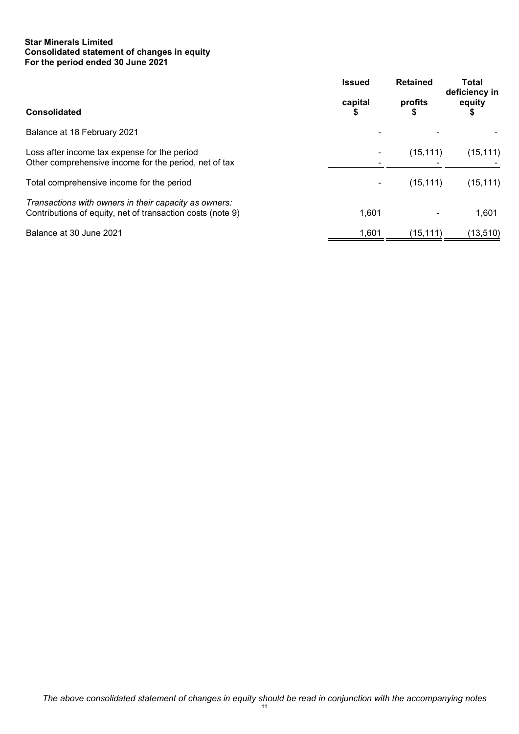**Star Minerals Limited**
**Consolidated statement of changes in equity**
**For the period ended 30 June 2021**

| Consolidated | Issued capital $ | Retained profits $ | Total deficiency in equity $ |
|---|---|---|---|
| Balance at 18 February 2021 | - | - | - |
| Loss after income tax expense for the period | - | (15,111) | (15,111) |
| Other comprehensive income for the period, net of tax | - | - | - |
| Total comprehensive income for the period | - | (15,111) | (15,111) |
| *Transactions with owners in their capacity as owners:* | | | |
| Contributions of equity, net of transaction costs (note 9) | 1,601 | - | 1,601 |
| Balance at 30 June 2021 | 1,601 | (15,111) | (13,510) |

*The above consolidated statement of changes in equity should be read in conjunction with the accompanying notes*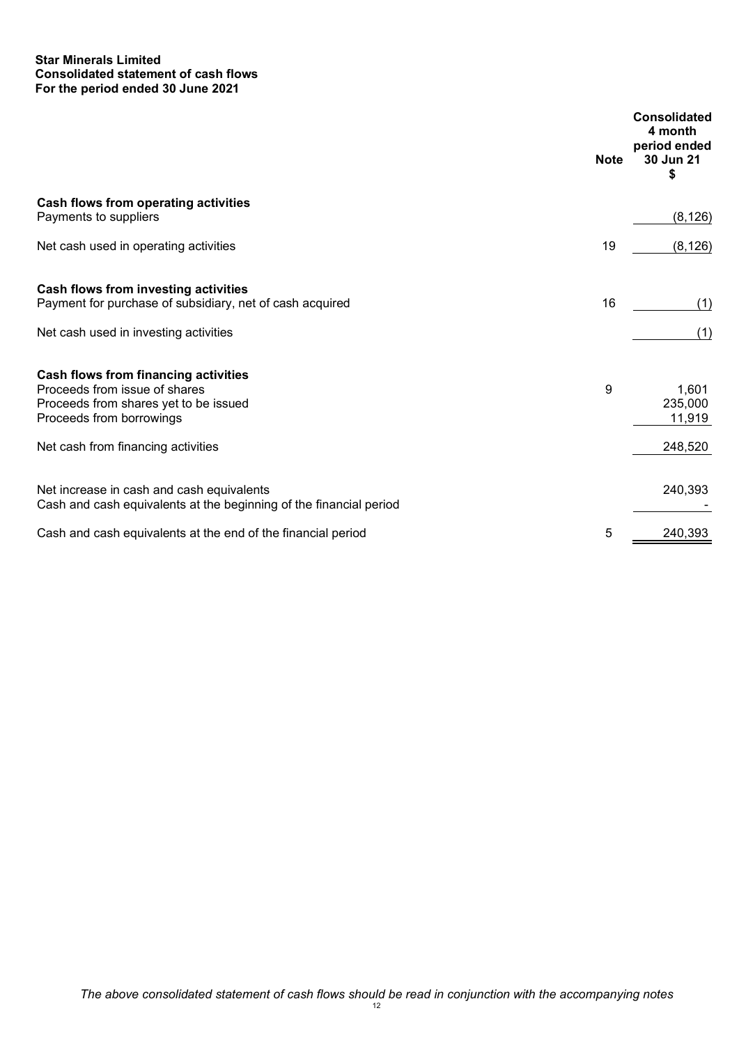**Star Minerals Limited**
**Consolidated statement of cash flows**
**For the period ended 30 June 2021**

| | Note | Consolidated 4 month period ended 30 Jun 21 $ |
|---|---|---|
| **Cash flows from operating activities** | | |
| Payments to suppliers | | (8,126) |
| Net cash used in operating activities | 19 | (8,126) |
| **Cash flows from investing activities** | | |
| Payment for purchase of subsidiary, net of cash acquired | 16 | (1) |
| Net cash used in investing activities | | (1) |
| **Cash flows from financing activities** | | |
| Proceeds from issue of shares | 9 | 1,601 |
| Proceeds from shares yet to be issued | | 235,000 |
| Proceeds from borrowings | | 11,919 |
| Net cash from financing activities | | 248,520 |
| Net increase in cash and cash equivalents | | 240,393 |
| Cash and cash equivalents at the beginning of the financial period | | - |
| Cash and cash equivalents at the end of the financial period | 5 | 240,393 |

*The above consolidated statement of cash flows should be read in conjunction with the accompanying notes*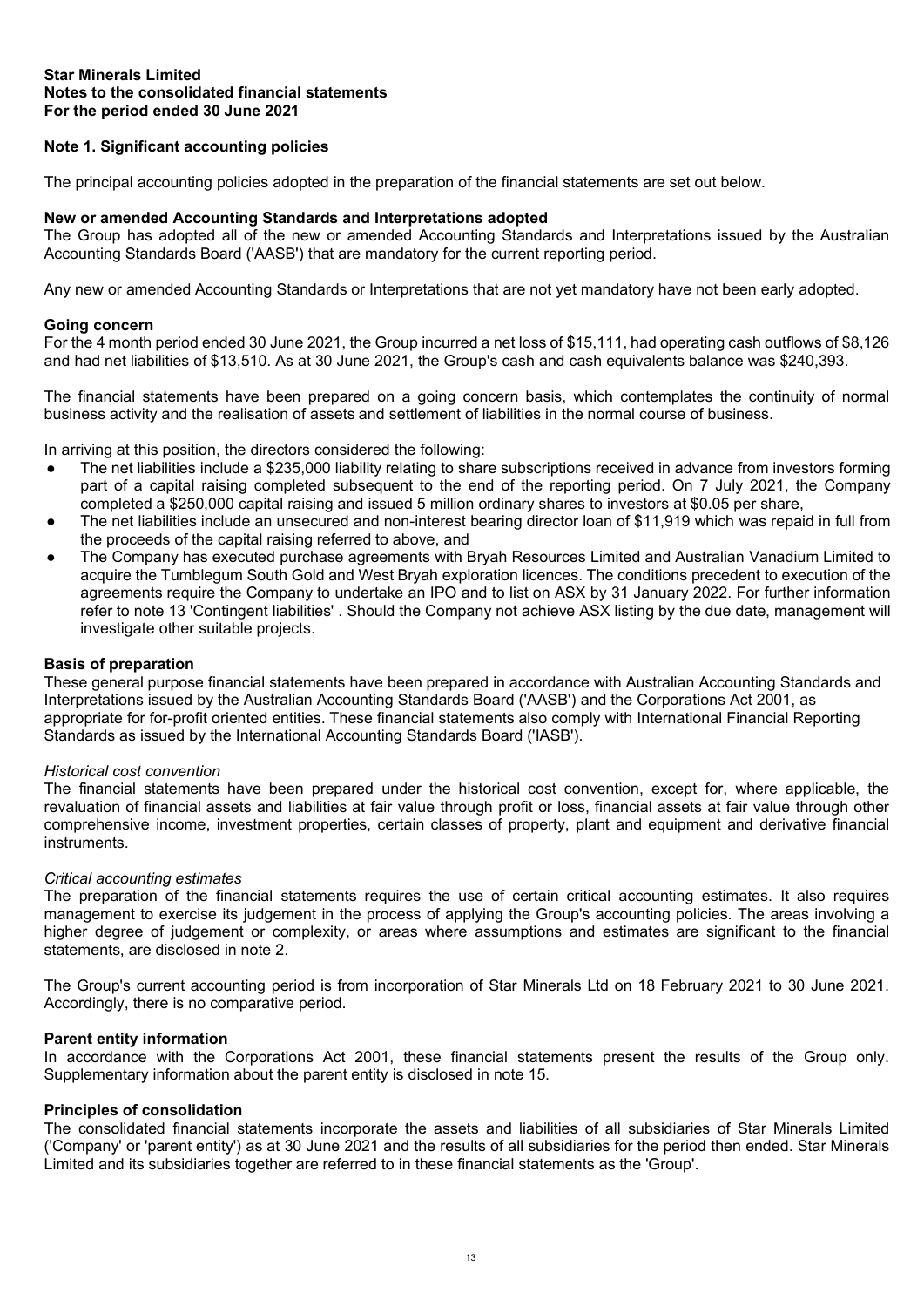**Star Minerals Limited**
**Notes to the consolidated financial statements**
**For the period ended 30 June 2021**

## Note 1. Significant accounting policies

The principal accounting policies adopted in the preparation of the financial statements are set out below.

### New or amended Accounting Standards and Interpretations adopted

The Group has adopted all of the new or amended Accounting Standards and Interpretations issued by the Australian Accounting Standards Board ('AASB') that are mandatory for the current reporting period.

Any new or amended Accounting Standards or Interpretations that are not yet mandatory have not been early adopted.

### Going concern

For the 4 month period ended 30 June 2021, the Group incurred a net loss of $15,111, had operating cash outflows of $8,126 and had net liabilities of $13,510. As at 30 June 2021, the Group's cash and cash equivalents balance was $240,393.

The financial statements have been prepared on a going concern basis, which contemplates the continuity of normal business activity and the realisation of assets and settlement of liabilities in the normal course of business.

In arriving at this position, the directors considered the following:

- The net liabilities include a $235,000 liability relating to share subscriptions received in advance from investors forming part of a capital raising completed subsequent to the end of the reporting period. On 7 July 2021, the Company completed a $250,000 capital raising and issued 5 million ordinary shares to investors at $0.05 per share,
- The net liabilities include an unsecured and non-interest bearing director loan of $11,919 which was repaid in full from the proceeds of the capital raising referred to above, and
- The Company has executed purchase agreements with Bryah Resources Limited and Australian Vanadium Limited to acquire the Tumblegum South Gold and West Bryah exploration licences. The conditions precedent to execution of the agreements require the Company to undertake an IPO and to list on ASX by 31 January 2022. For further information refer to note 13 'Contingent liabilities' . Should the Company not achieve ASX listing by the due date, management will investigate other suitable projects.

### Basis of preparation

These general purpose financial statements have been prepared in accordance with Australian Accounting Standards and Interpretations issued by the Australian Accounting Standards Board ('AASB') and the Corporations Act 2001, as appropriate for for-profit oriented entities. These financial statements also comply with International Financial Reporting Standards as issued by the International Accounting Standards Board ('IASB').

*Historical cost convention*

The financial statements have been prepared under the historical cost convention, except for, where applicable, the revaluation of financial assets and liabilities at fair value through profit or loss, financial assets at fair value through other comprehensive income, investment properties, certain classes of property, plant and equipment and derivative financial instruments.

*Critical accounting estimates*

The preparation of the financial statements requires the use of certain critical accounting estimates. It also requires management to exercise its judgement in the process of applying the Group's accounting policies. The areas involving a higher degree of judgement or complexity, or areas where assumptions and estimates are significant to the financial statements, are disclosed in note 2.

The Group's current accounting period is from incorporation of Star Minerals Ltd on 18 February 2021 to 30 June 2021. Accordingly, there is no comparative period.

### Parent entity information

In accordance with the Corporations Act 2001, these financial statements present the results of the Group only. Supplementary information about the parent entity is disclosed in note 15.

### Principles of consolidation

The consolidated financial statements incorporate the assets and liabilities of all subsidiaries of Star Minerals Limited ('Company' or 'parent entity') as at 30 June 2021 and the results of all subsidiaries for the period then ended. Star Minerals Limited and its subsidiaries together are referred to in these financial statements as the 'Group'.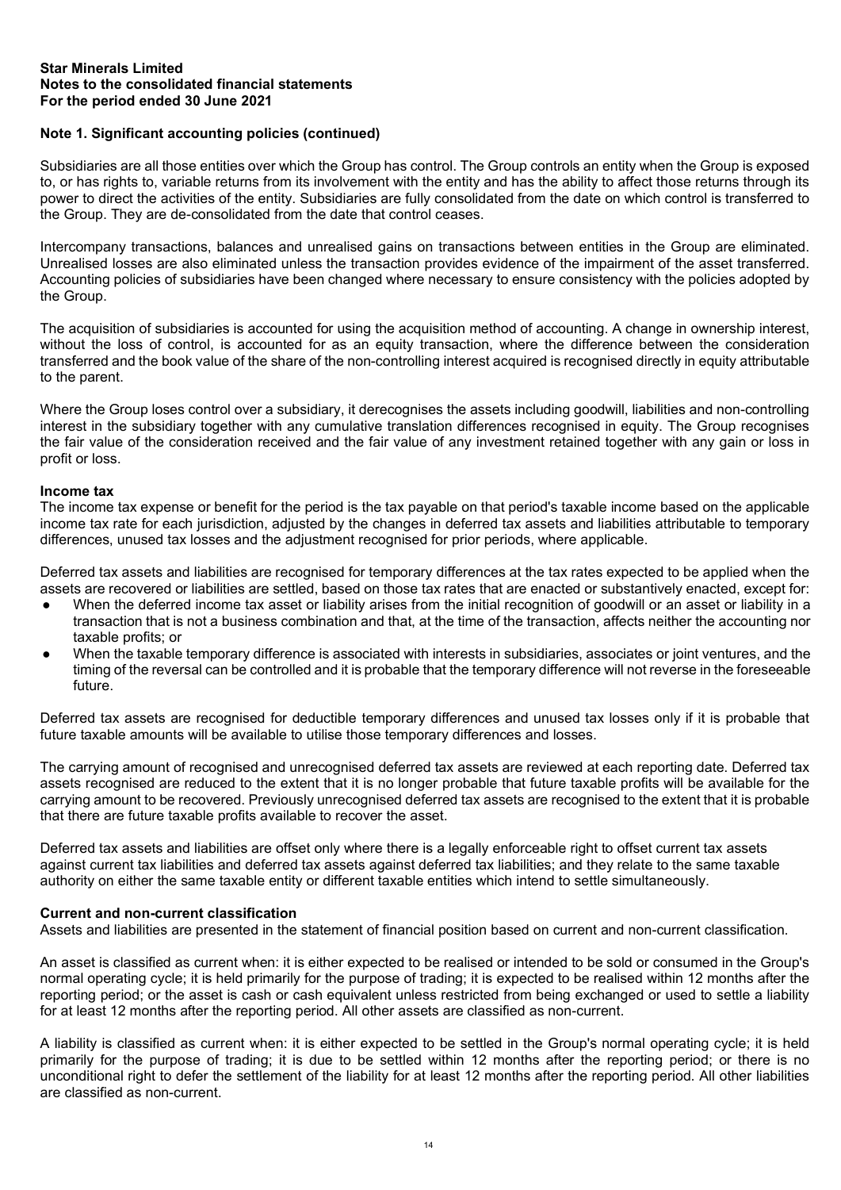**Star Minerals Limited**
**Notes to the consolidated financial statements**
**For the period ended 30 June 2021**

**Note 1. Significant accounting policies (continued)**

Subsidiaries are all those entities over which the Group has control. The Group controls an entity when the Group is exposed to, or has rights to, variable returns from its involvement with the entity and has the ability to affect those returns through its power to direct the activities of the entity. Subsidiaries are fully consolidated from the date on which control is transferred to the Group. They are de-consolidated from the date that control ceases.

Intercompany transactions, balances and unrealised gains on transactions between entities in the Group are eliminated. Unrealised losses are also eliminated unless the transaction provides evidence of the impairment of the asset transferred. Accounting policies of subsidiaries have been changed where necessary to ensure consistency with the policies adopted by the Group.

The acquisition of subsidiaries is accounted for using the acquisition method of accounting. A change in ownership interest, without the loss of control, is accounted for as an equity transaction, where the difference between the consideration transferred and the book value of the share of the non-controlling interest acquired is recognised directly in equity attributable to the parent.

Where the Group loses control over a subsidiary, it derecognises the assets including goodwill, liabilities and non-controlling interest in the subsidiary together with any cumulative translation differences recognised in equity. The Group recognises the fair value of the consideration received and the fair value of any investment retained together with any gain or loss in profit or loss.

**Income tax**

The income tax expense or benefit for the period is the tax payable on that period's taxable income based on the applicable income tax rate for each jurisdiction, adjusted by the changes in deferred tax assets and liabilities attributable to temporary differences, unused tax losses and the adjustment recognised for prior periods, where applicable.

Deferred tax assets and liabilities are recognised for temporary differences at the tax rates expected to be applied when the assets are recovered or liabilities are settled, based on those tax rates that are enacted or substantively enacted, except for:

- When the deferred income tax asset or liability arises from the initial recognition of goodwill or an asset or liability in a transaction that is not a business combination and that, at the time of the transaction, affects neither the accounting nor taxable profits; or
- When the taxable temporary difference is associated with interests in subsidiaries, associates or joint ventures, and the timing of the reversal can be controlled and it is probable that the temporary difference will not reverse in the foreseeable future.

Deferred tax assets are recognised for deductible temporary differences and unused tax losses only if it is probable that future taxable amounts will be available to utilise those temporary differences and losses.

The carrying amount of recognised and unrecognised deferred tax assets are reviewed at each reporting date. Deferred tax assets recognised are reduced to the extent that it is no longer probable that future taxable profits will be available for the carrying amount to be recovered. Previously unrecognised deferred tax assets are recognised to the extent that it is probable that there are future taxable profits available to recover the asset.

Deferred tax assets and liabilities are offset only where there is a legally enforceable right to offset current tax assets against current tax liabilities and deferred tax assets against deferred tax liabilities; and they relate to the same taxable authority on either the same taxable entity or different taxable entities which intend to settle simultaneously.

**Current and non-current classification**

Assets and liabilities are presented in the statement of financial position based on current and non-current classification.

An asset is classified as current when: it is either expected to be realised or intended to be sold or consumed in the Group's normal operating cycle; it is held primarily for the purpose of trading; it is expected to be realised within 12 months after the reporting period; or the asset is cash or cash equivalent unless restricted from being exchanged or used to settle a liability for at least 12 months after the reporting period. All other assets are classified as non-current.

A liability is classified as current when: it is either expected to be settled in the Group's normal operating cycle; it is held primarily for the purpose of trading; it is due to be settled within 12 months after the reporting period; or there is no unconditional right to defer the settlement of the liability for at least 12 months after the reporting period. All other liabilities are classified as non-current.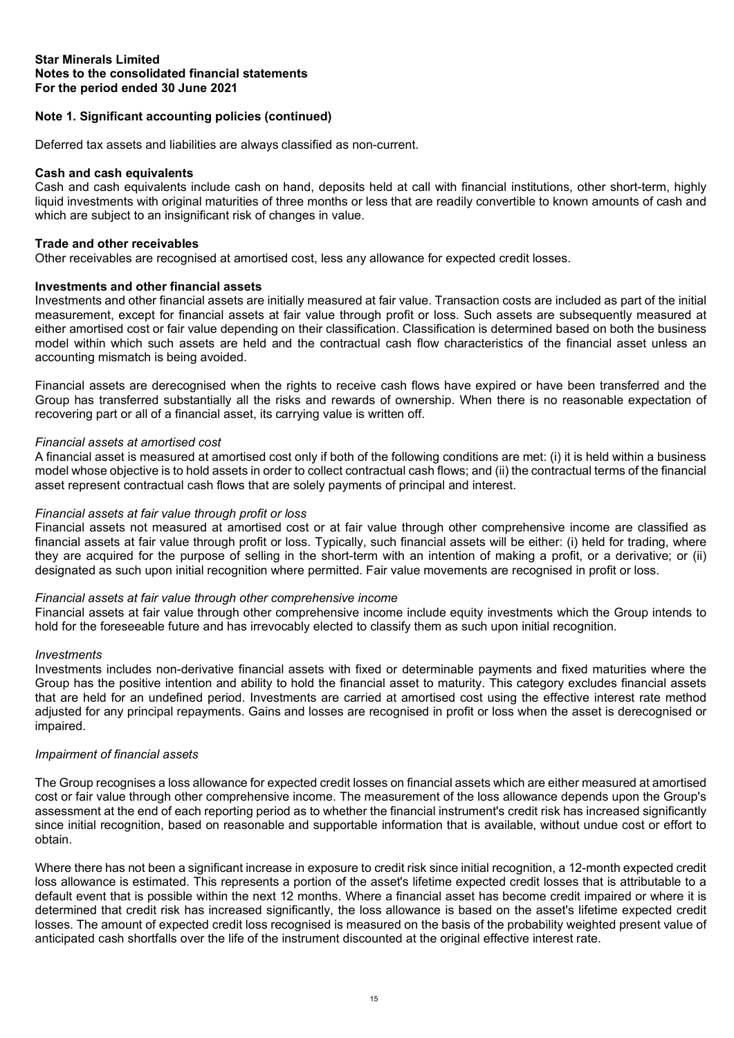**Star Minerals Limited**
**Notes to the consolidated financial statements**
**For the period ended 30 June 2021**

## Note 1. Significant accounting policies (continued)

Deferred tax assets and liabilities are always classified as non-current.

### Cash and cash equivalents

Cash and cash equivalents include cash on hand, deposits held at call with financial institutions, other short-term, highly liquid investments with original maturities of three months or less that are readily convertible to known amounts of cash and which are subject to an insignificant risk of changes in value.

### Trade and other receivables

Other receivables are recognised at amortised cost, less any allowance for expected credit losses.

### Investments and other financial assets

Investments and other financial assets are initially measured at fair value. Transaction costs are included as part of the initial measurement, except for financial assets at fair value through profit or loss. Such assets are subsequently measured at either amortised cost or fair value depending on their classification. Classification is determined based on both the business model within which such assets are held and the contractual cash flow characteristics of the financial asset unless an accounting mismatch is being avoided.

Financial assets are derecognised when the rights to receive cash flows have expired or have been transferred and the Group has transferred substantially all the risks and rewards of ownership. When there is no reasonable expectation of recovering part or all of a financial asset, its carrying value is written off.

*Financial assets at amortised cost*

A financial asset is measured at amortised cost only if both of the following conditions are met: (i) it is held within a business model whose objective is to hold assets in order to collect contractual cash flows; and (ii) the contractual terms of the financial asset represent contractual cash flows that are solely payments of principal and interest.

*Financial assets at fair value through profit or loss*

Financial assets not measured at amortised cost or at fair value through other comprehensive income are classified as financial assets at fair value through profit or loss. Typically, such financial assets will be either: (i) held for trading, where they are acquired for the purpose of selling in the short-term with an intention of making a profit, or a derivative; or (ii) designated as such upon initial recognition where permitted. Fair value movements are recognised in profit or loss.

*Financial assets at fair value through other comprehensive income*

Financial assets at fair value through other comprehensive income include equity investments which the Group intends to hold for the foreseeable future and has irrevocably elected to classify them as such upon initial recognition.

*Investments*

Investments includes non-derivative financial assets with fixed or determinable payments and fixed maturities where the Group has the positive intention and ability to hold the financial asset to maturity. This category excludes financial assets that are held for an undefined period. Investments are carried at amortised cost using the effective interest rate method adjusted for any principal repayments. Gains and losses are recognised in profit or loss when the asset is derecognised or impaired.

*Impairment of financial assets*

The Group recognises a loss allowance for expected credit losses on financial assets which are either measured at amortised cost or fair value through other comprehensive income. The measurement of the loss allowance depends upon the Group's assessment at the end of each reporting period as to whether the financial instrument's credit risk has increased significantly since initial recognition, based on reasonable and supportable information that is available, without undue cost or effort to obtain.

Where there has not been a significant increase in exposure to credit risk since initial recognition, a 12-month expected credit loss allowance is estimated. This represents a portion of the asset's lifetime expected credit losses that is attributable to a default event that is possible within the next 12 months. Where a financial asset has become credit impaired or where it is determined that credit risk has increased significantly, the loss allowance is based on the asset's lifetime expected credit losses. The amount of expected credit loss recognised is measured on the basis of the probability weighted present value of anticipated cash shortfalls over the life of the instrument discounted at the original effective interest rate.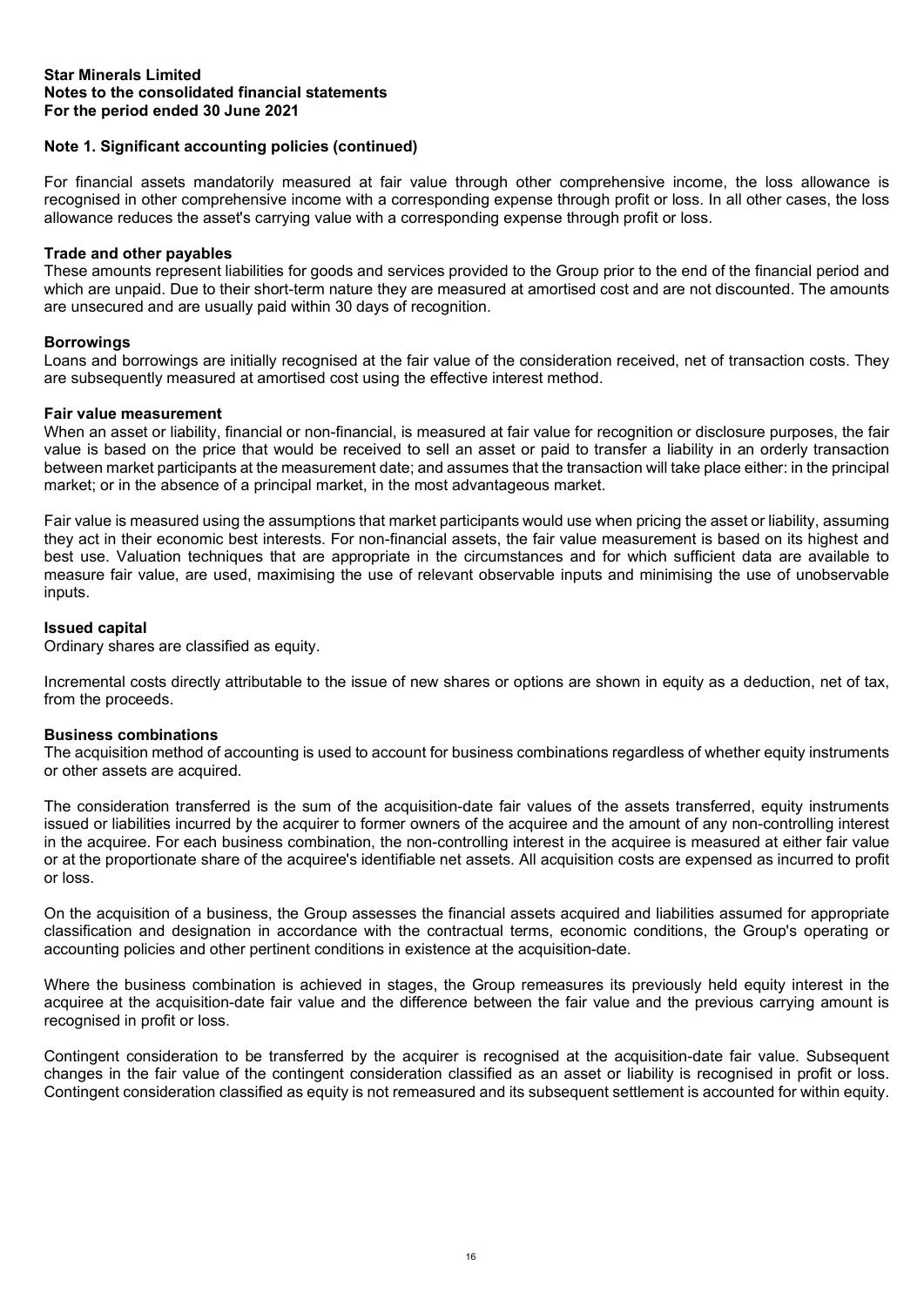## Note 1. Significant accounting policies (continued)

For financial assets mandatorily measured at fair value through other comprehensive income, the loss allowance is recognised in other comprehensive income with a corresponding expense through profit or loss. In all other cases, the loss allowance reduces the asset's carrying value with a corresponding expense through profit or loss.

**Trade and other payables**

These amounts represent liabilities for goods and services provided to the Group prior to the end of the financial period and which are unpaid. Due to their short-term nature they are measured at amortised cost and are not discounted. The amounts are unsecured and are usually paid within 30 days of recognition.

**Borrowings**

Loans and borrowings are initially recognised at the fair value of the consideration received, net of transaction costs. They are subsequently measured at amortised cost using the effective interest method.

**Fair value measurement**

When an asset or liability, financial or non-financial, is measured at fair value for recognition or disclosure purposes, the fair value is based on the price that would be received to sell an asset or paid to transfer a liability in an orderly transaction between market participants at the measurement date; and assumes that the transaction will take place either: in the principal market; or in the absence of a principal market, in the most advantageous market.

Fair value is measured using the assumptions that market participants would use when pricing the asset or liability, assuming they act in their economic best interests. For non-financial assets, the fair value measurement is based on its highest and best use. Valuation techniques that are appropriate in the circumstances and for which sufficient data are available to measure fair value, are used, maximising the use of relevant observable inputs and minimising the use of unobservable inputs.

**Issued capital**

Ordinary shares are classified as equity.

Incremental costs directly attributable to the issue of new shares or options are shown in equity as a deduction, net of tax, from the proceeds.

**Business combinations**

The acquisition method of accounting is used to account for business combinations regardless of whether equity instruments or other assets are acquired.

The consideration transferred is the sum of the acquisition-date fair values of the assets transferred, equity instruments issued or liabilities incurred by the acquirer to former owners of the acquiree and the amount of any non-controlling interest in the acquiree. For each business combination, the non-controlling interest in the acquiree is measured at either fair value or at the proportionate share of the acquiree's identifiable net assets. All acquisition costs are expensed as incurred to profit or loss.

On the acquisition of a business, the Group assesses the financial assets acquired and liabilities assumed for appropriate classification and designation in accordance with the contractual terms, economic conditions, the Group's operating or accounting policies and other pertinent conditions in existence at the acquisition-date.

Where the business combination is achieved in stages, the Group remeasures its previously held equity interest in the acquiree at the acquisition-date fair value and the difference between the fair value and the previous carrying amount is recognised in profit or loss.

Contingent consideration to be transferred by the acquirer is recognised at the acquisition-date fair value. Subsequent changes in the fair value of the contingent consideration classified as an asset or liability is recognised in profit or loss. Contingent consideration classified as equity is not remeasured and its subsequent settlement is accounted for within equity.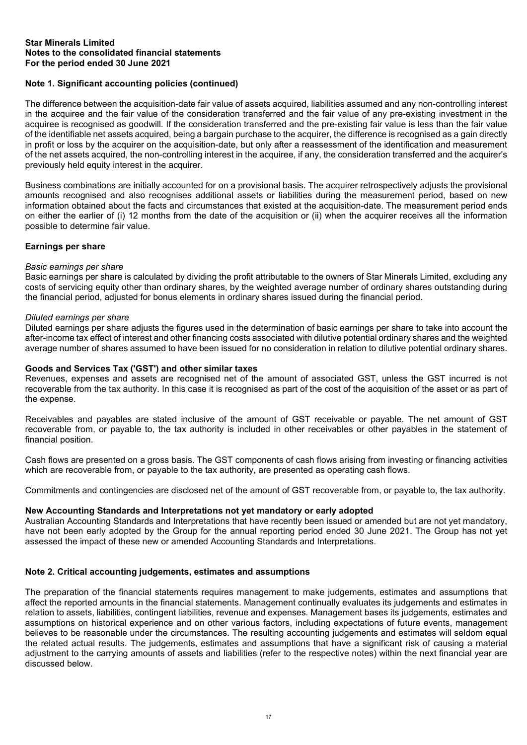## Note 1. Significant accounting policies (continued)

The difference between the acquisition-date fair value of assets acquired, liabilities assumed and any non-controlling interest in the acquiree and the fair value of the consideration transferred and the fair value of any pre-existing investment in the acquiree is recognised as goodwill. If the consideration transferred and the pre-existing fair value is less than the fair value of the identifiable net assets acquired, being a bargain purchase to the acquirer, the difference is recognised as a gain directly in profit or loss by the acquirer on the acquisition-date, but only after a reassessment of the identification and measurement of the net assets acquired, the non-controlling interest in the acquiree, if any, the consideration transferred and the acquirer's previously held equity interest in the acquirer.

Business combinations are initially accounted for on a provisional basis. The acquirer retrospectively adjusts the provisional amounts recognised and also recognises additional assets or liabilities during the measurement period, based on new information obtained about the facts and circumstances that existed at the acquisition-date. The measurement period ends on either the earlier of (i) 12 months from the date of the acquisition or (ii) when the acquirer receives all the information possible to determine fair value.

### Earnings per share

*Basic earnings per share*
Basic earnings per share is calculated by dividing the profit attributable to the owners of Star Minerals Limited, excluding any costs of servicing equity other than ordinary shares, by the weighted average number of ordinary shares outstanding during the financial period, adjusted for bonus elements in ordinary shares issued during the financial period.

*Diluted earnings per share*
Diluted earnings per share adjusts the figures used in the determination of basic earnings per share to take into account the after-income tax effect of interest and other financing costs associated with dilutive potential ordinary shares and the weighted average number of shares assumed to have been issued for no consideration in relation to dilutive potential ordinary shares.

### Goods and Services Tax ('GST') and other similar taxes

Revenues, expenses and assets are recognised net of the amount of associated GST, unless the GST incurred is not recoverable from the tax authority. In this case it is recognised as part of the cost of the acquisition of the asset or as part of the expense.

Receivables and payables are stated inclusive of the amount of GST receivable or payable. The net amount of GST recoverable from, or payable to, the tax authority is included in other receivables or other payables in the statement of financial position.

Cash flows are presented on a gross basis. The GST components of cash flows arising from investing or financing activities which are recoverable from, or payable to the tax authority, are presented as operating cash flows.

Commitments and contingencies are disclosed net of the amount of GST recoverable from, or payable to, the tax authority.

### New Accounting Standards and Interpretations not yet mandatory or early adopted

Australian Accounting Standards and Interpretations that have recently been issued or amended but are not yet mandatory, have not been early adopted by the Group for the annual reporting period ended 30 June 2021. The Group has not yet assessed the impact of these new or amended Accounting Standards and Interpretations.

## Note 2. Critical accounting judgements, estimates and assumptions

The preparation of the financial statements requires management to make judgements, estimates and assumptions that affect the reported amounts in the financial statements. Management continually evaluates its judgements and estimates in relation to assets, liabilities, contingent liabilities, revenue and expenses. Management bases its judgements, estimates and assumptions on historical experience and on other various factors, including expectations of future events, management believes to be reasonable under the circumstances. The resulting accounting judgements and estimates will seldom equal the related actual results. The judgements, estimates and assumptions that have a significant risk of causing a material adjustment to the carrying amounts of assets and liabilities (refer to the respective notes) within the next financial year are discussed below.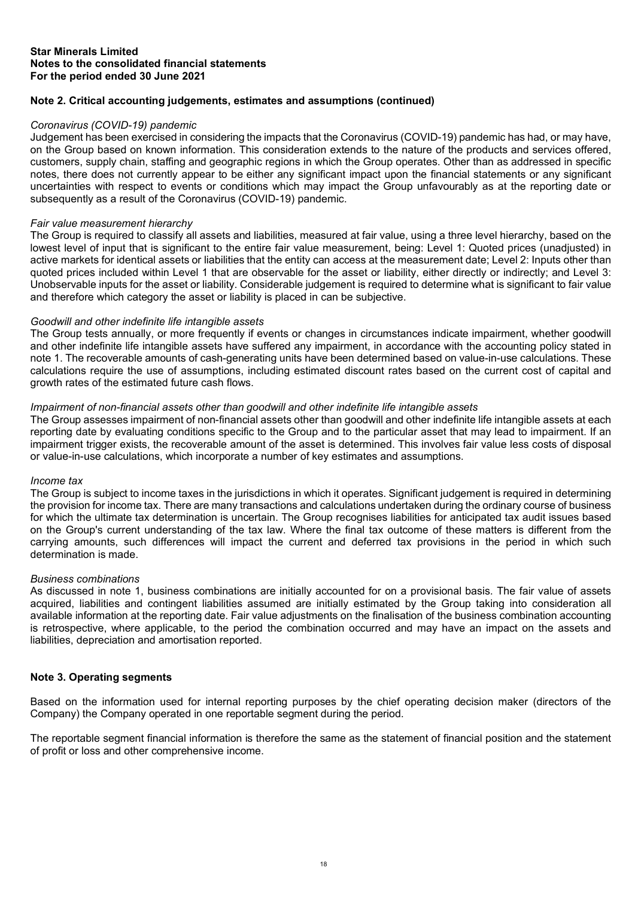## Note 2. Critical accounting judgements, estimates and assumptions (continued)

*Coronavirus (COVID-19) pandemic*
Judgement has been exercised in considering the impacts that the Coronavirus (COVID-19) pandemic has had, or may have, on the Group based on known information. This consideration extends to the nature of the products and services offered, customers, supply chain, staffing and geographic regions in which the Group operates. Other than as addressed in specific notes, there does not currently appear to be either any significant impact upon the financial statements or any significant uncertainties with respect to events or conditions which may impact the Group unfavourably as at the reporting date or subsequently as a result of the Coronavirus (COVID-19) pandemic.

*Fair value measurement hierarchy*
The Group is required to classify all assets and liabilities, measured at fair value, using a three level hierarchy, based on the lowest level of input that is significant to the entire fair value measurement, being: Level 1: Quoted prices (unadjusted) in active markets for identical assets or liabilities that the entity can access at the measurement date; Level 2: Inputs other than quoted prices included within Level 1 that are observable for the asset or liability, either directly or indirectly; and Level 3: Unobservable inputs for the asset or liability. Considerable judgement is required to determine what is significant to fair value and therefore which category the asset or liability is placed in can be subjective.

*Goodwill and other indefinite life intangible assets*
The Group tests annually, or more frequently if events or changes in circumstances indicate impairment, whether goodwill and other indefinite life intangible assets have suffered any impairment, in accordance with the accounting policy stated in note 1. The recoverable amounts of cash-generating units have been determined based on value-in-use calculations. These calculations require the use of assumptions, including estimated discount rates based on the current cost of capital and growth rates of the estimated future cash flows.

*Impairment of non-financial assets other than goodwill and other indefinite life intangible assets*
The Group assesses impairment of non-financial assets other than goodwill and other indefinite life intangible assets at each reporting date by evaluating conditions specific to the Group and to the particular asset that may lead to impairment. If an impairment trigger exists, the recoverable amount of the asset is determined. This involves fair value less costs of disposal or value-in-use calculations, which incorporate a number of key estimates and assumptions.

*Income tax*
The Group is subject to income taxes in the jurisdictions in which it operates. Significant judgement is required in determining the provision for income tax. There are many transactions and calculations undertaken during the ordinary course of business for which the ultimate tax determination is uncertain. The Group recognises liabilities for anticipated tax audit issues based on the Group's current understanding of the tax law. Where the final tax outcome of these matters is different from the carrying amounts, such differences will impact the current and deferred tax provisions in the period in which such determination is made.

*Business combinations*
As discussed in note 1, business combinations are initially accounted for on a provisional basis. The fair value of assets acquired, liabilities and contingent liabilities assumed are initially estimated by the Group taking into consideration all available information at the reporting date. Fair value adjustments on the finalisation of the business combination accounting is retrospective, where applicable, to the period the combination occurred and may have an impact on the assets and liabilities, depreciation and amortisation reported.

## Note 3. Operating segments

Based on the information used for internal reporting purposes by the chief operating decision maker (directors of the Company) the Company operated in one reportable segment during the period.

The reportable segment financial information is therefore the same as the statement of financial position and the statement of profit or loss and other comprehensive income.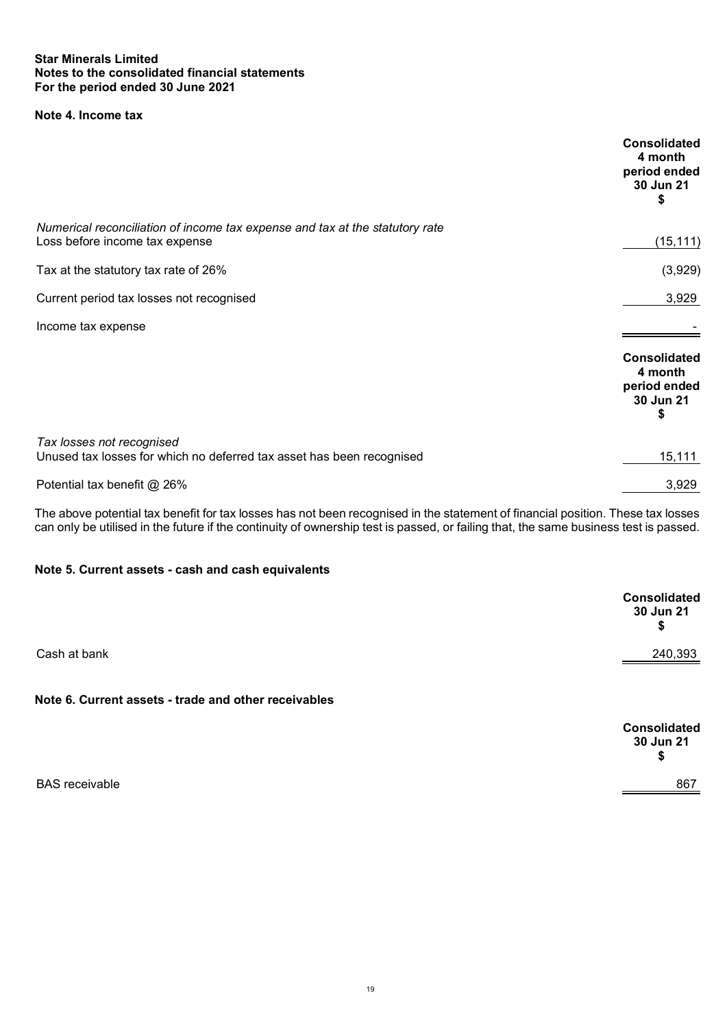**Star Minerals Limited**
**Notes to the consolidated financial statements**
**For the period ended 30 June 2021**

## Note 4. Income tax

| | Consolidated 4 month period ended 30 Jun 21 $ |
|---|---|
| *Numerical reconciliation of income tax expense and tax at the statutory rate* | |
| Loss before income tax expense | (15,111) |
| Tax at the statutory tax rate of 26% | (3,929) |
| Current period tax losses not recognised | 3,929 |
| Income tax expense | - |

| | Consolidated 4 month period ended 30 Jun 21 $ |
|---|---|
| *Tax losses not recognised* | |
| Unused tax losses for which no deferred tax asset has been recognised | 15,111 |
| Potential tax benefit @ 26% | 3,929 |

The above potential tax benefit for tax losses has not been recognised in the statement of financial position. These tax losses can only be utilised in the future if the continuity of ownership test is passed, or failing that, the same business test is passed.

## Note 5. Current assets - cash and cash equivalents

| | Consolidated 30 Jun 21 $ |
|---|---|
| Cash at bank | 240,393 |

## Note 6. Current assets - trade and other receivables

| | Consolidated 30 Jun 21 $ |
|---|---|
| BAS receivable | 867 |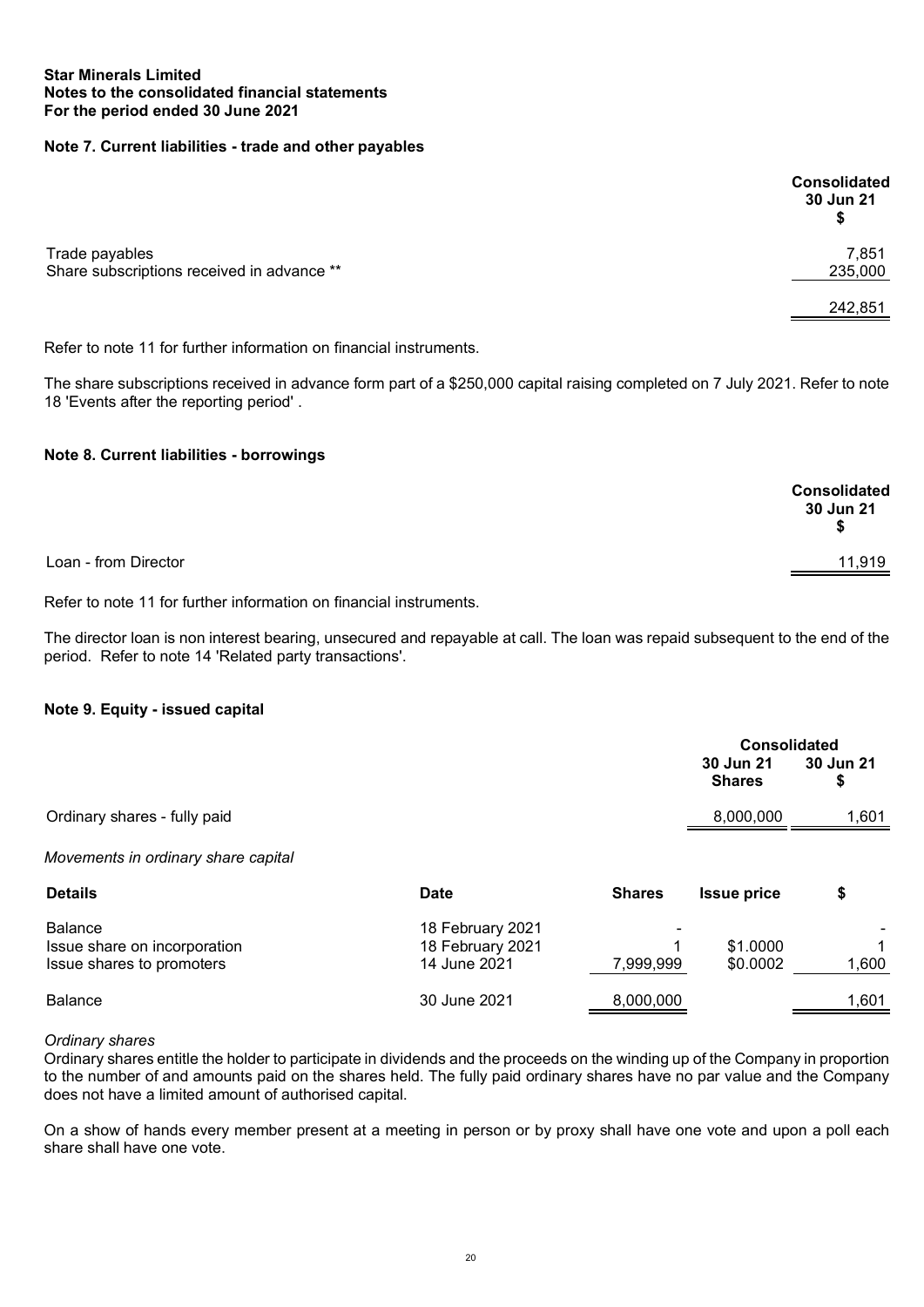**Star Minerals Limited**
**Notes to the consolidated financial statements**
**For the period ended 30 June 2021**

## Note 7. Current liabilities - trade and other payables

| | Consolidated 30 Jun 21 $ |
|---|---|
| Trade payables | 7,851 |
| Share subscriptions received in advance ** | 235,000 |
| | 242,851 |

Refer to note 11 for further information on financial instruments.

The share subscriptions received in advance form part of a $250,000 capital raising completed on 7 July 2021. Refer to note 18 'Events after the reporting period' .

## Note 8. Current liabilities - borrowings

| | Consolidated 30 Jun 21 $ |
|---|---|
| Loan - from Director | 11,919 |

Refer to note 11 for further information on financial instruments.

The director loan is non interest bearing, unsecured and repayable at call. The loan was repaid subsequent to the end of the period. Refer to note 14 'Related party transactions'.

## Note 9. Equity - issued capital

| | Consolidated | |
|---|---|---|
| | 30 Jun 21 Shares | 30 Jun 21 $ |
| Ordinary shares - fully paid | 8,000,000 | 1,601 |

*Movements in ordinary share capital*

| Details | Date | Shares | Issue price | $ |
|---|---|---|---|---|
| Balance | 18 February 2021 | - | | - |
| Issue share on incorporation | 18 February 2021 | 1 | $1.0000 | 1 |
| Issue shares to promoters | 14 June 2021 | 7,999,999 | $0.0002 | 1,600 |
| Balance | 30 June 2021 | 8,000,000 | | 1,601 |

*Ordinary shares*

Ordinary shares entitle the holder to participate in dividends and the proceeds on the winding up of the Company in proportion to the number of and amounts paid on the shares held. The fully paid ordinary shares have no par value and the Company does not have a limited amount of authorised capital.

On a show of hands every member present at a meeting in person or by proxy shall have one vote and upon a poll each share shall have one vote.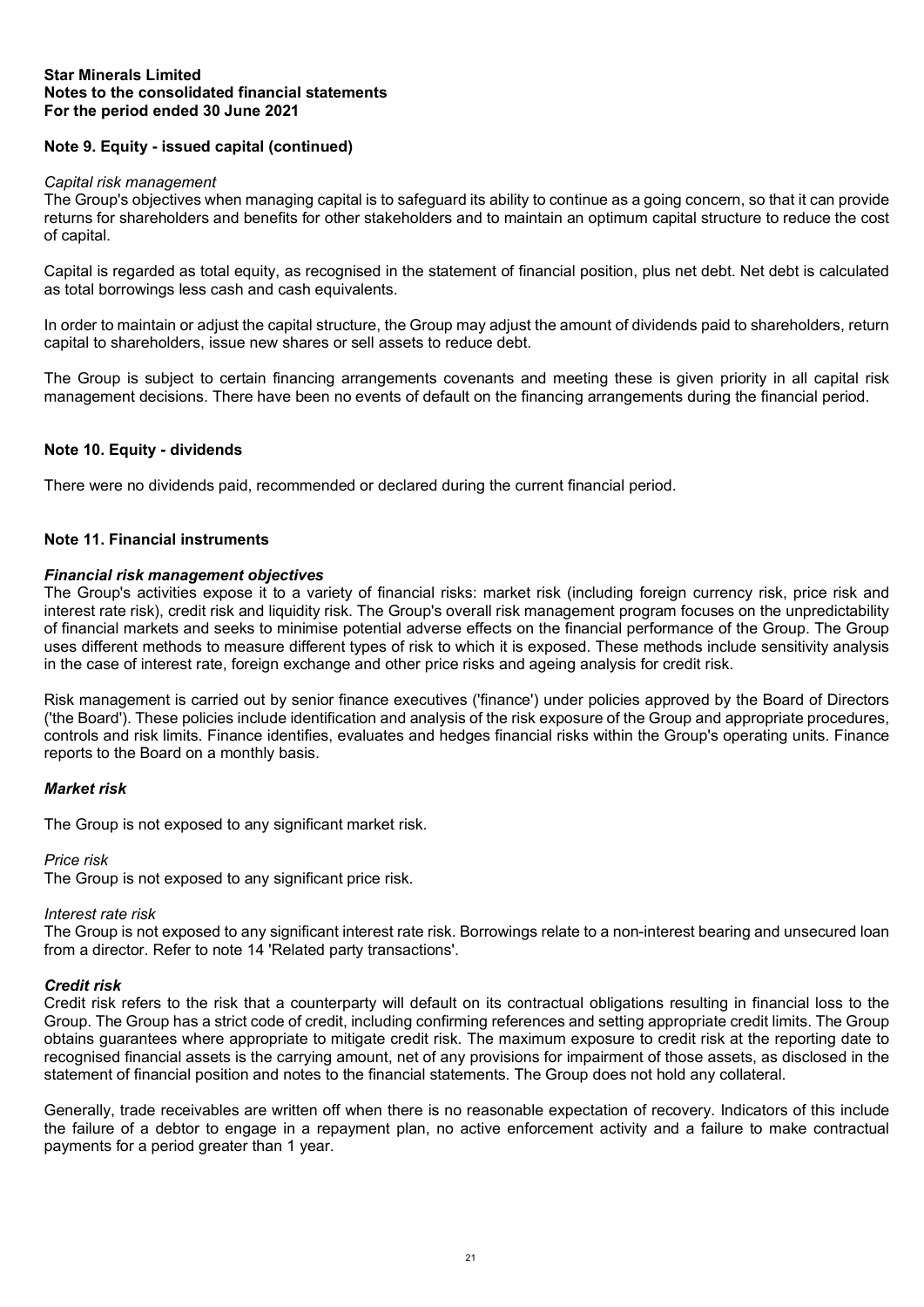## Note 9. Equity - issued capital (continued)

*Capital risk management*

The Group's objectives when managing capital is to safeguard its ability to continue as a going concern, so that it can provide returns for shareholders and benefits for other stakeholders and to maintain an optimum capital structure to reduce the cost of capital.

Capital is regarded as total equity, as recognised in the statement of financial position, plus net debt. Net debt is calculated as total borrowings less cash and cash equivalents.

In order to maintain or adjust the capital structure, the Group may adjust the amount of dividends paid to shareholders, return capital to shareholders, issue new shares or sell assets to reduce debt.

The Group is subject to certain financing arrangements covenants and meeting these is given priority in all capital risk management decisions. There have been no events of default on the financing arrangements during the financial period.

## Note 10. Equity - dividends

There were no dividends paid, recommended or declared during the current financial period.

## Note 11. Financial instruments

***Financial risk management objectives***

The Group's activities expose it to a variety of financial risks: market risk (including foreign currency risk, price risk and interest rate risk), credit risk and liquidity risk. The Group's overall risk management program focuses on the unpredictability of financial markets and seeks to minimise potential adverse effects on the financial performance of the Group. The Group uses different methods to measure different types of risk to which it is exposed. These methods include sensitivity analysis in the case of interest rate, foreign exchange and other price risks and ageing analysis for credit risk.

Risk management is carried out by senior finance executives ('finance') under policies approved by the Board of Directors ('the Board'). These policies include identification and analysis of the risk exposure of the Group and appropriate procedures, controls and risk limits. Finance identifies, evaluates and hedges financial risks within the Group's operating units. Finance reports to the Board on a monthly basis.

***Market risk***

The Group is not exposed to any significant market risk.

*Price risk*

The Group is not exposed to any significant price risk.

*Interest rate risk*

The Group is not exposed to any significant interest rate risk. Borrowings relate to a non-interest bearing and unsecured loan from a director. Refer to note 14 'Related party transactions'.

***Credit risk***

Credit risk refers to the risk that a counterparty will default on its contractual obligations resulting in financial loss to the Group. The Group has a strict code of credit, including confirming references and setting appropriate credit limits. The Group obtains guarantees where appropriate to mitigate credit risk. The maximum exposure to credit risk at the reporting date to recognised financial assets is the carrying amount, net of any provisions for impairment of those assets, as disclosed in the statement of financial position and notes to the financial statements. The Group does not hold any collateral.

Generally, trade receivables are written off when there is no reasonable expectation of recovery. Indicators of this include the failure of a debtor to engage in a repayment plan, no active enforcement activity and a failure to make contractual payments for a period greater than 1 year.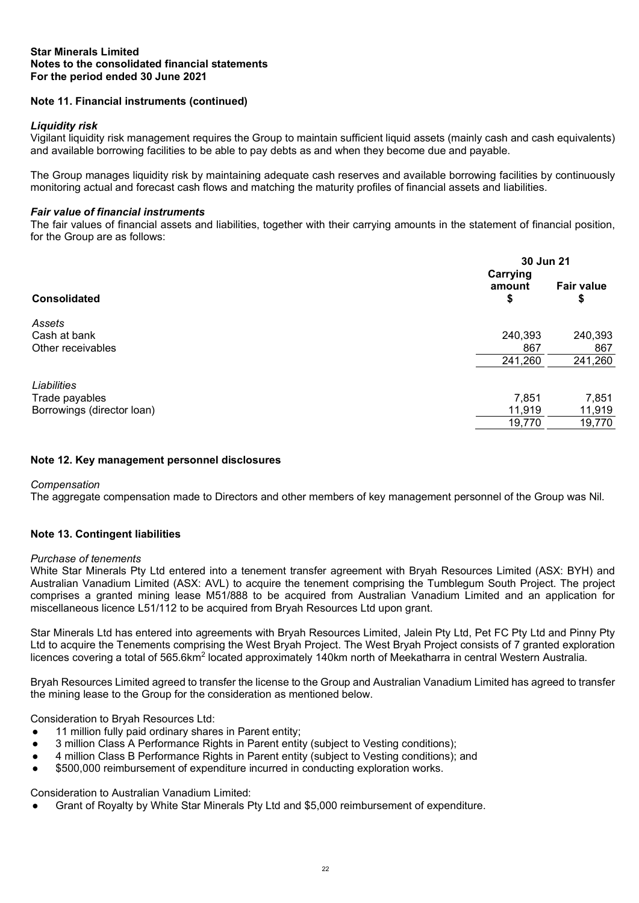**Star Minerals Limited**
**Notes to the consolidated financial statements**
**For the period ended 30 June 2021**

## Note 11. Financial instruments (continued)

### *Liquidity risk*

Vigilant liquidity risk management requires the Group to maintain sufficient liquid assets (mainly cash and cash equivalents) and available borrowing facilities to be able to pay debts as and when they become due and payable.

The Group manages liquidity risk by maintaining adequate cash reserves and available borrowing facilities by continuously monitoring actual and forecast cash flows and matching the maturity profiles of financial assets and liabilities.

### *Fair value of financial instruments*

The fair values of financial assets and liabilities, together with their carrying amounts in the statement of financial position, for the Group are as follows:

| | 30 Jun 21 | |
|---|---|---|
| **Consolidated** | **Carrying amount $** | **Fair value $** |
| *Assets* | | |
| Cash at bank | 240,393 | 240,393 |
| Other receivables | 867 | 867 |
| | 241,260 | 241,260 |
| *Liabilities* | | |
| Trade payables | 7,851 | 7,851 |
| Borrowings (director loan) | 11,919 | 11,919 |
| | 19,770 | 19,770 |

## Note 12. Key management personnel disclosures

*Compensation*

The aggregate compensation made to Directors and other members of key management personnel of the Group was Nil.

## Note 13. Contingent liabilities

*Purchase of tenements*

White Star Minerals Pty Ltd entered into a tenement transfer agreement with Bryah Resources Limited (ASX: BYH) and Australian Vanadium Limited (ASX: AVL) to acquire the tenement comprising the Tumblegum South Project. The project comprises a granted mining lease M51/888 to be acquired from Australian Vanadium Limited and an application for miscellaneous licence L51/112 to be acquired from Bryah Resources Ltd upon grant.

Star Minerals Ltd has entered into agreements with Bryah Resources Limited, Jalein Pty Ltd, Pet FC Pty Ltd and Pinny Pty Ltd to acquire the Tenements comprising the West Bryah Project. The West Bryah Project consists of 7 granted exploration licences covering a total of 565.6km$^2$ located approximately 140km north of Meekatharra in central Western Australia.

Bryah Resources Limited agreed to transfer the license to the Group and Australian Vanadium Limited has agreed to transfer the mining lease to the Group for the consideration as mentioned below.

Consideration to Bryah Resources Ltd:

- 11 million fully paid ordinary shares in Parent entity;
- 3 million Class A Performance Rights in Parent entity (subject to Vesting conditions);
- 4 million Class B Performance Rights in Parent entity (subject to Vesting conditions); and
- $500,000 reimbursement of expenditure incurred in conducting exploration works.

Consideration to Australian Vanadium Limited:

- Grant of Royalty by White Star Minerals Pty Ltd and $5,000 reimbursement of expenditure.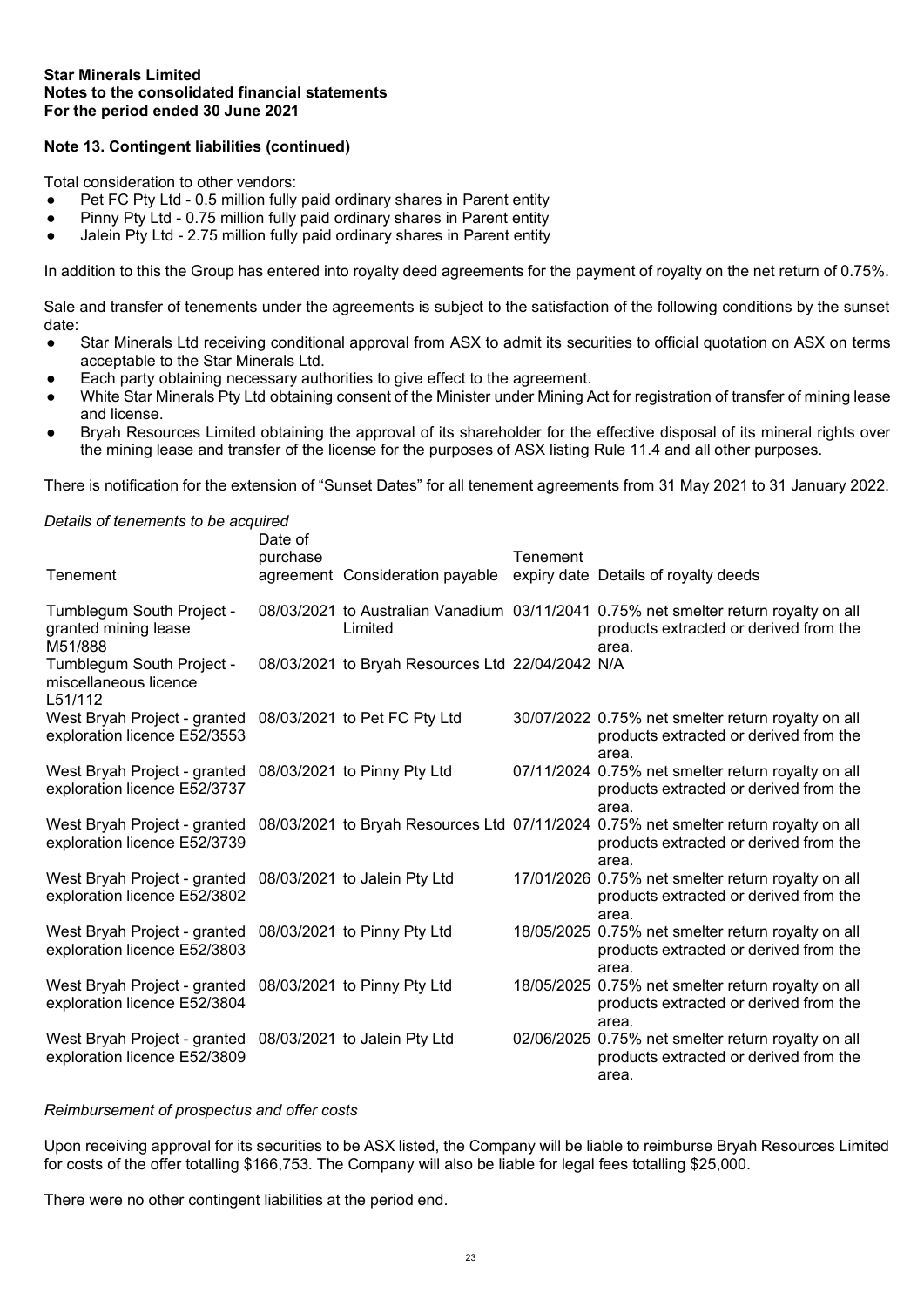Star Minerals Limited
Notes to the consolidated financial statements
For the period ended 30 June 2021

**Note 13. Contingent liabilities (continued)**

Total consideration to other vendors:
- Pet FC Pty Ltd - 0.5 million fully paid ordinary shares in Parent entity
- Pinny Pty Ltd - 0.75 million fully paid ordinary shares in Parent entity
- Jalein Pty Ltd - 2.75 million fully paid ordinary shares in Parent entity

In addition to this the Group has entered into royalty deed agreements for the payment of royalty on the net return of 0.75%.

Sale and transfer of tenements under the agreements is subject to the satisfaction of the following conditions by the sunset date:
- Star Minerals Ltd receiving conditional approval from ASX to admit its securities to official quotation on ASX on terms acceptable to the Star Minerals Ltd.
- Each party obtaining necessary authorities to give effect to the agreement.
- White Star Minerals Pty Ltd obtaining consent of the Minister under Mining Act for registration of transfer of mining lease and license.
- Bryah Resources Limited obtaining the approval of its shareholder for the effective disposal of its mineral rights over the mining lease and transfer of the license for the purposes of ASX listing Rule 11.4 and all other purposes.

There is notification for the extension of "Sunset Dates" for all tenement agreements from 31 May 2021 to 31 January 2022.

*Details of tenements to be acquired*

| Tenement | Date of purchase agreement | Consideration payable | Tenement expiry date | Details of royalty deeds |
|---|---|---|---|---|
| Tumblegum South Project - granted mining lease M51/888 | 08/03/2021 | to Australian Vanadium Limited | 03/11/2041 | 0.75% net smelter return royalty on all products extracted or derived from the area. |
| Tumblegum South Project - miscellaneous licence L51/112 | 08/03/2021 | to Bryah Resources Ltd | 22/04/2042 | N/A |
| West Bryah Project - granted exploration licence E52/3553 | 08/03/2021 | to Pet FC Pty Ltd | 30/07/2022 | 0.75% net smelter return royalty on all products extracted or derived from the area. |
| West Bryah Project - granted exploration licence E52/3737 | 08/03/2021 | to Pinny Pty Ltd | 07/11/2024 | 0.75% net smelter return royalty on all products extracted or derived from the area. |
| West Bryah Project - granted exploration licence E52/3739 | 08/03/2021 | to Bryah Resources Ltd | 07/11/2024 | 0.75% net smelter return royalty on all products extracted or derived from the area. |
| West Bryah Project - granted exploration licence E52/3802 | 08/03/2021 | to Jalein Pty Ltd | 17/01/2026 | 0.75% net smelter return royalty on all products extracted or derived from the area. |
| West Bryah Project - granted exploration licence E52/3803 | 08/03/2021 | to Pinny Pty Ltd | 18/05/2025 | 0.75% net smelter return royalty on all products extracted or derived from the area. |
| West Bryah Project - granted exploration licence E52/3804 | 08/03/2021 | to Pinny Pty Ltd | 18/05/2025 | 0.75% net smelter return royalty on all products extracted or derived from the area. |
| West Bryah Project - granted exploration licence E52/3809 | 08/03/2021 | to Jalein Pty Ltd | 02/06/2025 | 0.75% net smelter return royalty on all products extracted or derived from the area. |

*Reimbursement of prospectus and offer costs*

Upon receiving approval for its securities to be ASX listed, the Company will be liable to reimburse Bryah Resources Limited for costs of the offer totalling $166,753. The Company will also be liable for legal fees totalling $25,000.

There were no other contingent liabilities at the period end.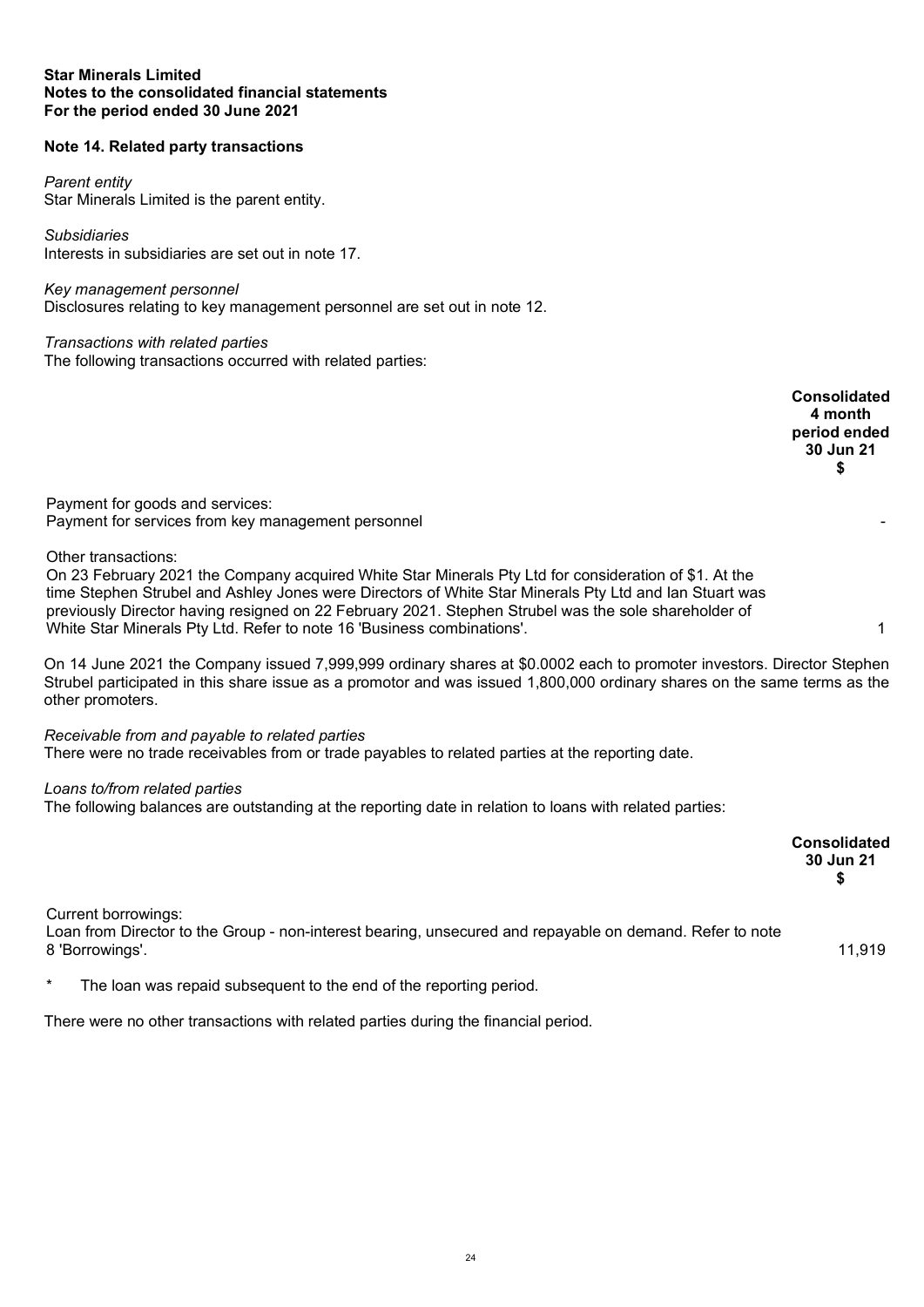**Star Minerals Limited**
**Notes to the consolidated financial statements**
**For the period ended 30 June 2021**

**Note 14. Related party transactions**

*Parent entity*
Star Minerals Limited is the parent entity.

*Subsidiaries*
Interests in subsidiaries are set out in note 17.

*Key management personnel*
Disclosures relating to key management personnel are set out in note 12.

*Transactions with related parties*
The following transactions occurred with related parties:

| | Consolidated 4 month period ended 30 Jun 21 $ |
|---|---|
| Payment for goods and services: | |
| Payment for services from key management personnel | - |
| Other transactions: | |
| On 23 February 2021 the Company acquired White Star Minerals Pty Ltd for consideration of $1. At the time Stephen Strubel and Ashley Jones were Directors of White Star Minerals Pty Ltd and Ian Stuart was previously Director having resigned on 22 February 2021. Stephen Strubel was the sole shareholder of White Star Minerals Pty Ltd. Refer to note 16 'Business combinations'. | 1 |

On 14 June 2021 the Company issued 7,999,999 ordinary shares at $0.0002 each to promoter investors. Director Stephen Strubel participated in this share issue as a promotor and was issued 1,800,000 ordinary shares on the same terms as the other promoters.

*Receivable from and payable to related parties*
There were no trade receivables from or trade payables to related parties at the reporting date.

*Loans to/from related parties*
The following balances are outstanding at the reporting date in relation to loans with related parties:

| | Consolidated 30 Jun 21 $ |
|---|---|
| Current borrowings: | |
| Loan from Director to the Group - non-interest bearing, unsecured and repayable on demand. Refer to note 8 'Borrowings'. | 11,919 |

\* The loan was repaid subsequent to the end of the reporting period.

There were no other transactions with related parties during the financial period.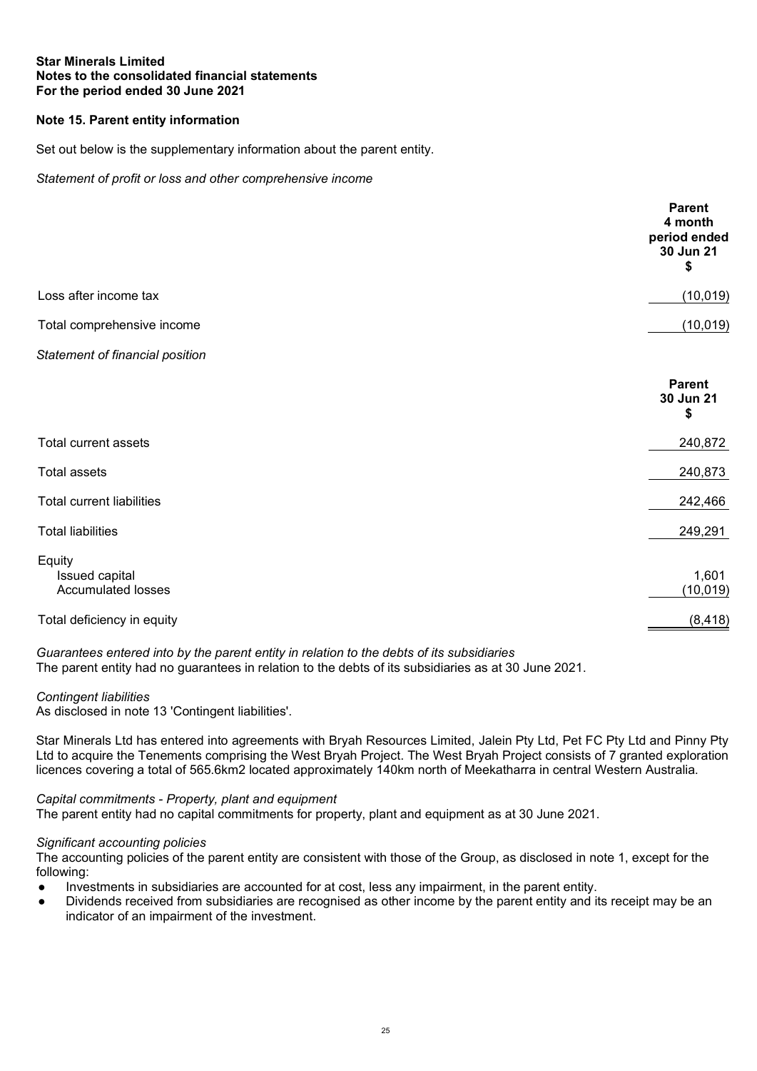**Star Minerals Limited**
**Notes to the consolidated financial statements**
**For the period ended 30 June 2021**

## Note 15. Parent entity information

Set out below is the supplementary information about the parent entity.

*Statement of profit or loss and other comprehensive income*

| | Parent 4 month period ended 30 Jun 21 $ |
|---|---|
| Loss after income tax | (10,019) |
| Total comprehensive income | (10,019) |

*Statement of financial position*

| | Parent 30 Jun 21 $ |
|---|---|
| Total current assets | 240,872 |
| Total assets | 240,873 |
| Total current liabilities | 242,466 |
| Total liabilities | 249,291 |
| Equity | |
| Issued capital | 1,601 |
| Accumulated losses | (10,019) |
| Total deficiency in equity | (8,418) |

*Guarantees entered into by the parent entity in relation to the debts of its subsidiaries*
The parent entity had no guarantees in relation to the debts of its subsidiaries as at 30 June 2021.

*Contingent liabilities*
As disclosed in note 13 'Contingent liabilities'.

Star Minerals Ltd has entered into agreements with Bryah Resources Limited, Jalein Pty Ltd, Pet FC Pty Ltd and Pinny Pty Ltd to acquire the Tenements comprising the West Bryah Project. The West Bryah Project consists of 7 granted exploration licences covering a total of 565.6km2 located approximately 140km north of Meekatharra in central Western Australia.

*Capital commitments - Property, plant and equipment*
The parent entity had no capital commitments for property, plant and equipment as at 30 June 2021.

*Significant accounting policies*
The accounting policies of the parent entity are consistent with those of the Group, as disclosed in note 1, except for the following:

- Investments in subsidiaries are accounted for at cost, less any impairment, in the parent entity.
- Dividends received from subsidiaries are recognised as other income by the parent entity and its receipt may be an indicator of an impairment of the investment.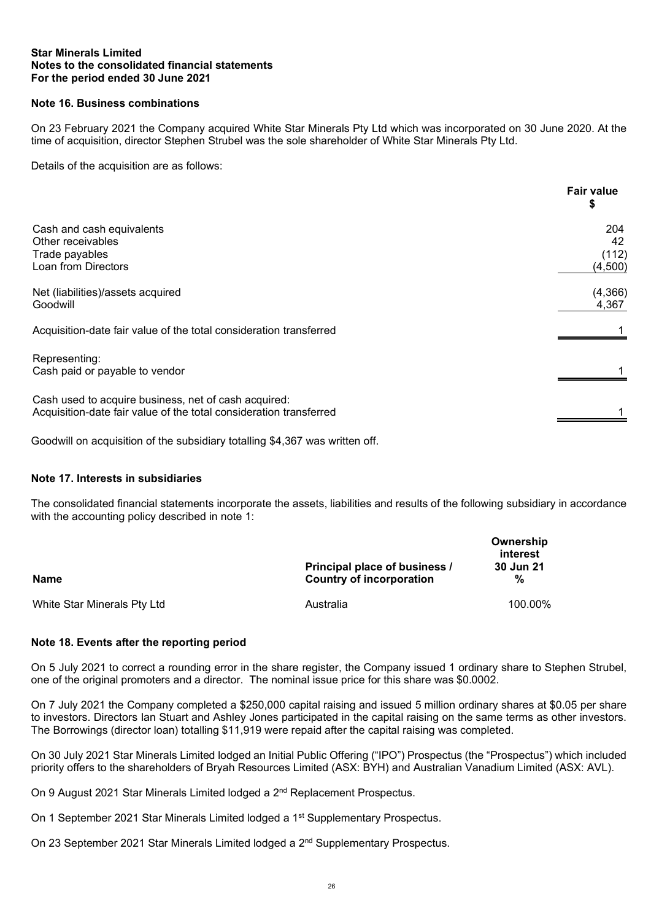**Star Minerals Limited**
**Notes to the consolidated financial statements**
**For the period ended 30 June 2021**

### Note 16. Business combinations

On 23 February 2021 the Company acquired White Star Minerals Pty Ltd which was incorporated on 30 June 2020. At the time of acquisition, director Stephen Strubel was the sole shareholder of White Star Minerals Pty Ltd.

Details of the acquisition are as follows:

| | Fair value $ |
|---|---|
| Cash and cash equivalents | 204 |
| Other receivables | 42 |
| Trade payables | (112) |
| Loan from Directors | (4,500) |
| | |
| Net (liabilities)/assets acquired | (4,366) |
| Goodwill | 4,367 |
| | |
| Acquisition-date fair value of the total consideration transferred | 1 |
| | |
| Representing: | |
| Cash paid or payable to vendor | 1 |
| | |
| Cash used to acquire business, net of cash acquired: | |
| Acquisition-date fair value of the total consideration transferred | 1 |

Goodwill on acquisition of the subsidiary totalling $4,367 was written off.

### Note 17. Interests in subsidiaries

The consolidated financial statements incorporate the assets, liabilities and results of the following subsidiary in accordance with the accounting policy described in note 1:

| Name | Principal place of business / Country of incorporation | Ownership interest 30 Jun 21 % |
|---|---|---|
| White Star Minerals Pty Ltd | Australia | 100.00% |

### Note 18. Events after the reporting period

On 5 July 2021 to correct a rounding error in the share register, the Company issued 1 ordinary share to Stephen Strubel, one of the original promoters and a director. The nominal issue price for this share was $0.0002.

On 7 July 2021 the Company completed a $250,000 capital raising and issued 5 million ordinary shares at $0.05 per share to investors. Directors Ian Stuart and Ashley Jones participated in the capital raising on the same terms as other investors. The Borrowings (director loan) totalling $11,919 were repaid after the capital raising was completed.

On 30 July 2021 Star Minerals Limited lodged an Initial Public Offering ("IPO") Prospectus (the "Prospectus") which included priority offers to the shareholders of Bryah Resources Limited (ASX: BYH) and Australian Vanadium Limited (ASX: AVL).

On 9 August 2021 Star Minerals Limited lodged a 2nd Replacement Prospectus.

On 1 September 2021 Star Minerals Limited lodged a 1st Supplementary Prospectus.

On 23 September 2021 Star Minerals Limited lodged a 2nd Supplementary Prospectus.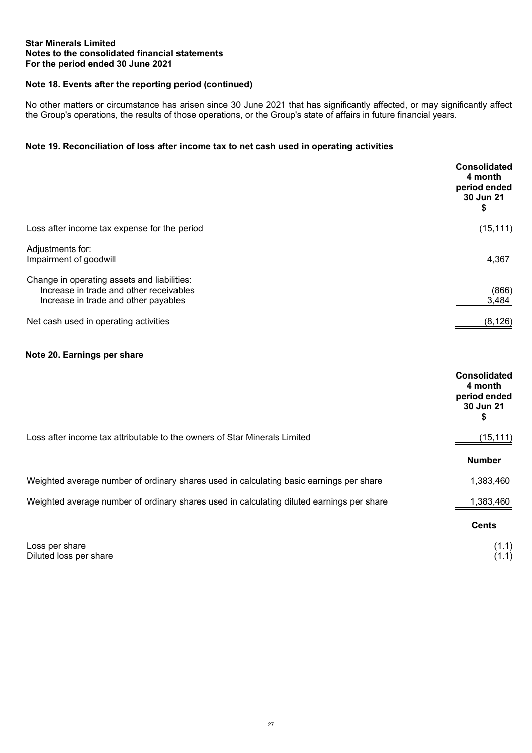**Star Minerals Limited**
**Notes to the consolidated financial statements**
**For the period ended 30 June 2021**

## Note 18. Events after the reporting period (continued)

No other matters or circumstance has arisen since 30 June 2021 that has significantly affected, or may significantly affect the Group's operations, the results of those operations, or the Group's state of affairs in future financial years.

## Note 19. Reconciliation of loss after income tax to net cash used in operating activities

| | **Consolidated 4 month period ended 30 Jun 21 $** |
|---|---|
| Loss after income tax expense for the period | (15,111) |
| Adjustments for: | |
| Impairment of goodwill | 4,367 |
| Change in operating assets and liabilities: | |
| Increase in trade and other receivables | (866) |
| Increase in trade and other payables | 3,484 |
| Net cash used in operating activities | (8,126) |

## Note 20. Earnings per share

| | **Consolidated 4 month period ended 30 Jun 21 $** |
|---|---|
| Loss after income tax attributable to the owners of Star Minerals Limited | (15,111) |
| | **Number** |
| Weighted average number of ordinary shares used in calculating basic earnings per share | 1,383,460 |
| Weighted average number of ordinary shares used in calculating diluted earnings per share | 1,383,460 |
| | **Cents** |
| Loss per share | (1.1) |
| Diluted loss per share | (1.1) |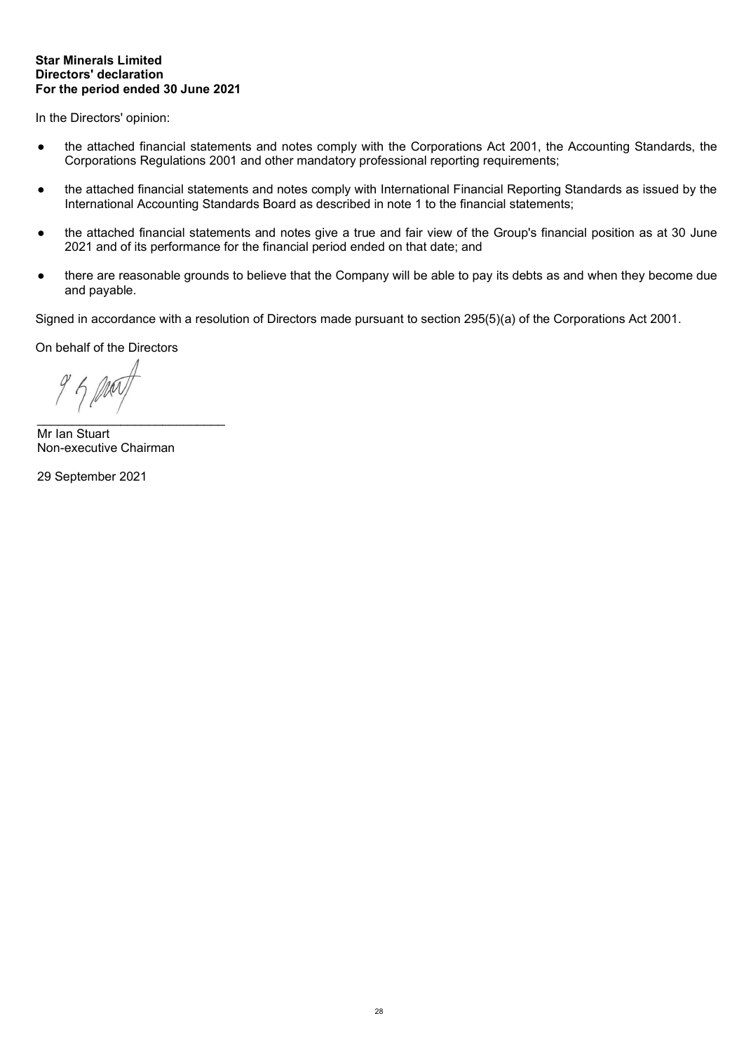**Star Minerals Limited**
**Directors' declaration**
**For the period ended 30 June 2021**

In the Directors' opinion:

- the attached financial statements and notes comply with the Corporations Act 2001, the Accounting Standards, the Corporations Regulations 2001 and other mandatory professional reporting requirements;
- the attached financial statements and notes comply with International Financial Reporting Standards as issued by the International Accounting Standards Board as described in note 1 to the financial statements;
- the attached financial statements and notes give a true and fair view of the Group's financial position as at 30 June 2021 and of its performance for the financial period ended on that date; and
- there are reasonable grounds to believe that the Company will be able to pay its debts as and when they become due and payable.

Signed in accordance with a resolution of Directors made pursuant to section 295(5)(a) of the Corporations Act 2001.

On behalf of the Directors

___________________________

Mr Ian Stuart
Non-executive Chairman

29 September 2021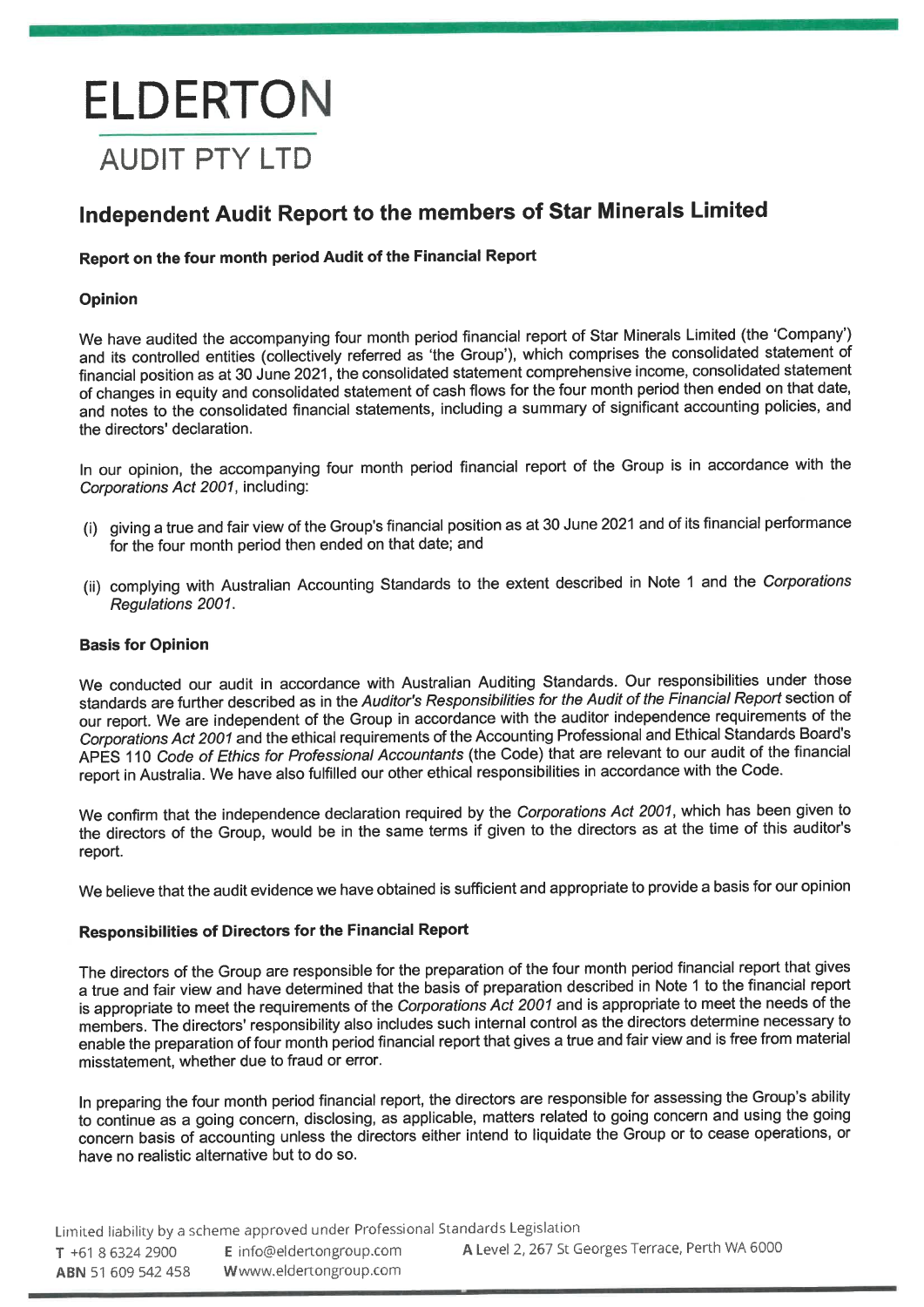# ELDERTON

## AUDIT PTY LTD

## Independent Audit Report to the members of Star Minerals Limited

### Report on the four month period Audit of the Financial Report

#### Opinion

We have audited the accompanying four month period financial report of Star Minerals Limited (the 'Company') and its controlled entities (collectively referred as 'the Group'), which comprises the consolidated statement of financial position as at 30 June 2021, the consolidated statement comprehensive income, consolidated statement of changes in equity and consolidated statement of cash flows for the four month period then ended on that date, and notes to the consolidated financial statements, including a summary of significant accounting policies, and the directors' declaration.

In our opinion, the accompanying four month period financial report of the Group is in accordance with the *Corporations Act 2001*, including:

(i) giving a true and fair view of the Group's financial position as at 30 June 2021 and of its financial performance for the four month period then ended on that date; and

(ii) complying with Australian Accounting Standards to the extent described in Note 1 and the *Corporations Regulations 2001*.

#### Basis for Opinion

We conducted our audit in accordance with Australian Auditing Standards. Our responsibilities under those standards are further described as in the *Auditor's Responsibilities for the Audit of the Financial Report* section of our report. We are independent of the Group in accordance with the auditor independence requirements of the *Corporations Act 2001* and the ethical requirements of the Accounting Professional and Ethical Standards Board's APES 110 *Code of Ethics for Professional Accountants* (the Code) that are relevant to our audit of the financial report in Australia. We have also fulfilled our other ethical responsibilities in accordance with the Code.

We confirm that the independence declaration required by the *Corporations Act 2001*, which has been given to the directors of the Group, would be in the same terms if given to the directors as at the time of this auditor's report.

We believe that the audit evidence we have obtained is sufficient and appropriate to provide a basis for our opinion

#### Responsibilities of Directors for the Financial Report

The directors of the Group are responsible for the preparation of the four month period financial report that gives a true and fair view and have determined that the basis of preparation described in Note 1 to the financial report is appropriate to meet the requirements of the *Corporations Act 2001* and is appropriate to meet the needs of the members. The directors' responsibility also includes such internal control as the directors determine necessary to enable the preparation of four month period financial report that gives a true and fair view and is free from material misstatement, whether due to fraud or error.

In preparing the four month period financial report, the directors are responsible for assessing the Group's ability to continue as a going concern, disclosing, as applicable, matters related to going concern and using the going concern basis of accounting unless the directors either intend to liquidate the Group or to cease operations, or have no realistic alternative but to do so.

Limited liability by a scheme approved under Professional Standards Legislation

T +61 8 6324 2900 E info@eldertongroup.com A Level 2, 267 St Georges Terrace, Perth WA 6000
ABN 51 609 542 458 W www.eldertongroup.com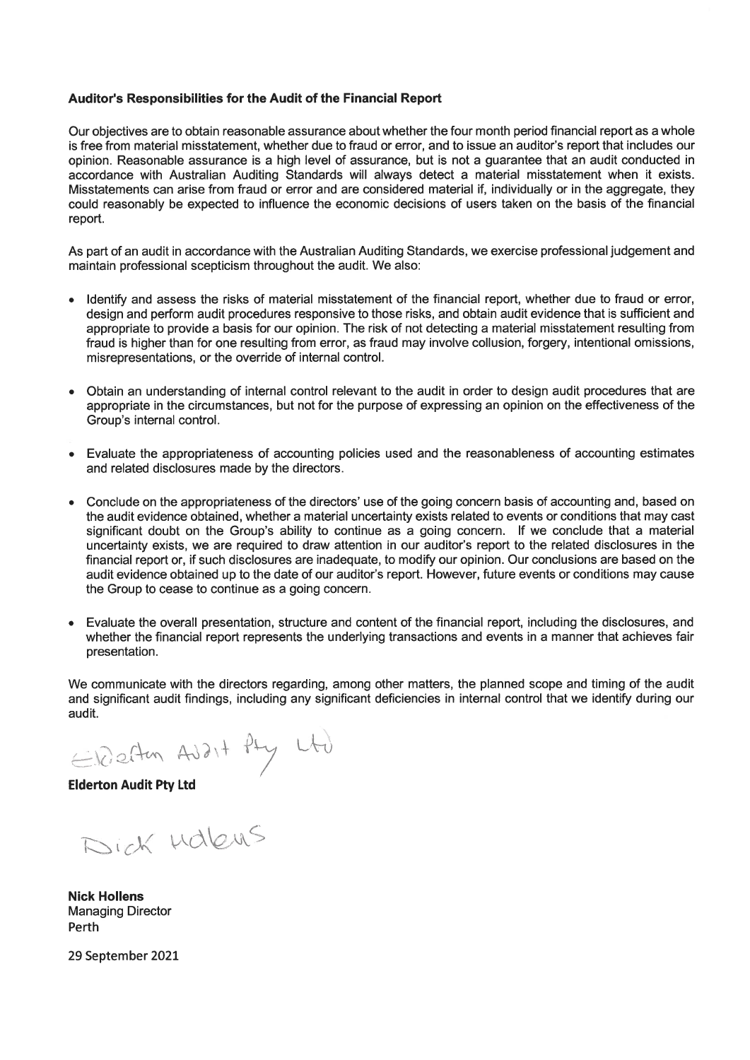**Auditor's Responsibilities for the Audit of the Financial Report**

Our objectives are to obtain reasonable assurance about whether the four month period financial report as a whole is free from material misstatement, whether due to fraud or error, and to issue an auditor's report that includes our opinion. Reasonable assurance is a high level of assurance, but is not a guarantee that an audit conducted in accordance with Australian Auditing Standards will always detect a material misstatement when it exists. Misstatements can arise from fraud or error and are considered material if, individually or in the aggregate, they could reasonably be expected to influence the economic decisions of users taken on the basis of the financial report.

As part of an audit in accordance with the Australian Auditing Standards, we exercise professional judgement and maintain professional scepticism throughout the audit. We also:

- Identify and assess the risks of material misstatement of the financial report, whether due to fraud or error, design and perform audit procedures responsive to those risks, and obtain audit evidence that is sufficient and appropriate to provide a basis for our opinion. The risk of not detecting a material misstatement resulting from fraud is higher than for one resulting from error, as fraud may involve collusion, forgery, intentional omissions, misrepresentations, or the override of internal control.

- Obtain an understanding of internal control relevant to the audit in order to design audit procedures that are appropriate in the circumstances, but not for the purpose of expressing an opinion on the effectiveness of the Group's internal control.

- Evaluate the appropriateness of accounting policies used and the reasonableness of accounting estimates and related disclosures made by the directors.

- Conclude on the appropriateness of the directors' use of the going concern basis of accounting and, based on the audit evidence obtained, whether a material uncertainty exists related to events or conditions that may cast significant doubt on the Group's ability to continue as a going concern. If we conclude that a material uncertainty exists, we are required to draw attention in our auditor's report to the related disclosures in the financial report or, if such disclosures are inadequate, to modify our opinion. Our conclusions are based on the audit evidence obtained up to the date of our auditor's report. However, future events or conditions may cause the Group to cease to continue as a going concern.

- Evaluate the overall presentation, structure and content of the financial report, including the disclosures, and whether the financial report represents the underlying transactions and events in a manner that achieves fair presentation.

We communicate with the directors regarding, among other matters, the planned scope and timing of the audit and significant audit findings, including any significant deficiencies in internal control that we identify during our audit.

Elderton Audit Pty Ltd

**Elderton Audit Pty Ltd**

Nick Hollens

**Nick Hollens**
Managing Director
Perth

29 September 2021